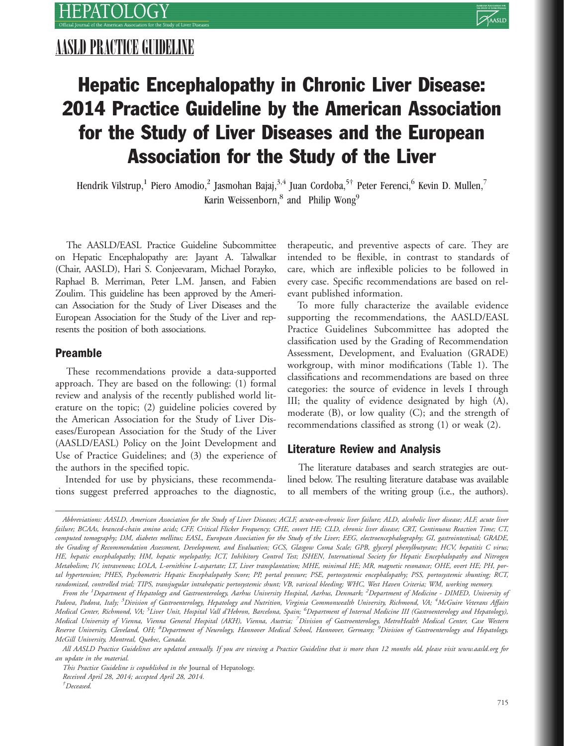AASLD PRACTICE GUIDELINE

# Hepatic Encephalopathy in Chronic Liver Disease: 2014 Practice Guideline by the American Association for the Study of Liver Diseases and the European Association for the Study of the Liver

Hendrik Vilstrup,[1] Piero Amodio,[2] Jasmohan Bajaj,[3,4] Juan Cordoba,[5†] Peter Ferenci,[6] Kevin D. Mullen,[7] Karin Weissenborn,[8] and Philip Wong[9]

The AASLD/EASL Practice Guideline Subcommittee on Hepatic Encephalopathy are: Jayant A. Talwalkar (Chair, AASLD), Hari S. Conjeevaram, Michael Porayko, Raphael B. Merriman, Peter L.M. Jansen, and Fabien Zoulim. This guideline has been approved by the American Association for the Study of Liver Diseases and the European Association for the Study of the Liver and represents the position of both associations.

## Preamble

These recommendations provide a data-supported approach. They are based on the following: (1) formal review and analysis of the recently published world literature on the topic; (2) guideline policies covered by the American Association for the Study of Liver Diseases/European Association for the Study of the Liver (AASLD/EASL) Policy on the Joint Development and Use of Practice Guidelines; and (3) the experience of the authors in the specified topic.

Intended for use by physicians, these recommendations suggest preferred approaches to the diagnostic, therapeutic, and preventive aspects of care. They are intended to be flexible, in contrast to standards of care, which are inflexible policies to be followed in every case. Specific recommendations are based on relevant published information.

To more fully characterize the available evidence supporting the recommendations, the AASLD/EASL Practice Guidelines Subcommittee has adopted the classification used by the Grading of Recommendation Assessment, Development, and Evaluation (GRADE) workgroup, with minor modifications (Table 1). The classifications and recommendations are based on three categories: the source of evidence in levels I through III; the quality of evidence designated by high (A), moderate (B), or low quality (C); and the strength of recommendations classified as strong (1) or weak (2).

## Literature Review and Analysis

The literature databases and search strategies are outlined below. The resulting literature database was available to all members of the writing group (i.e., the authors).

---

*Abbreviations: AASLD, American Association for the Study of Liver Diseases; ACLF, acute-on-chronic liver failure; ALD, alcoholic liver disease; ALF, acute liver failure; BCAAs, branced-chain amino acids; CFF, Critical Flicker Frequency; CHE, covert HE; CLD, chronic liver disease; CRT, Continuous Reaction Time; CT, computed tomography; DM, diabetes mellitus; EASL, European Association for the Study of the Liver; EEG, electroencephalography; GCS, Glasgow Coma Scale; GPB, glyceryl phenylbutyrate; HCV, hepatitis C virus; HE, hepatic encephalopathy; HM, hepatic myelopathy; ICT, Inhibitory Control Test; ISHEN, International Society for Hepatic Encephalopathy and Nitrogen Metabolism; IV, intravenous; LOLA, L-ornithine L-aspartate; LT, Liver transplantation; MHE, minimal HE; MR, magnetic resonance; OHE, overt HE; PH, portal hypertension; PHES, Psychometric Hepatic Encephalopathy Score; PP, portal pressure; PSE, portosystemic encephalopathy; PSS, portosystemic shunting; RCT, randomized, controlled trial; TIPS, transjugular intrahepatic portosystemic shunt; VB, variceal bleeding; WHC, West Haven Criteria; WM, working memory.*

*From the [1]Department of Hepatology and Gastroenterology, Aarhus University Hospital, Aarhus, Denmark; [2]Department of Medicine - DIMED, University of Padova, Padova, Italy; [3]Division of Gastroenterology, Hepatology and Nutrition, Virginia Commonwealth University, Richmond, VA; [4]McGuire Veterans Affairs Medical Center, Richmond, VA; [5]Liver Unit, Hospital Vall d'Hebron, Barcelona, Spain; [6]Department of Internal Medicine III (Gastroenterology and Hepatology), Medical University of Vienna, Vienna General Hospital (AKH), Vienna, Austria; [7]Division of Gastroenterology, MetroHealth Medical Center, Case Western Reserve University, Cleveland, OH; [8]Department of Neurology, Hannover Medical School, Hannover, Germany; [9]Division of Gastroenterology and Hepatology, McGill University, Montreal, Quebec, Canada.*

*All AASLD Practice Guidelines are updated annually. If you are viewing a Practice Guideline that is more than 12 months old, please visit www.aasld.org for an update in the material.*

*This Practice Guideline is copublished in the* Journal of Hepatology.

*Received April 28, 2014; accepted April 28, 2014.*

*†Deceased.*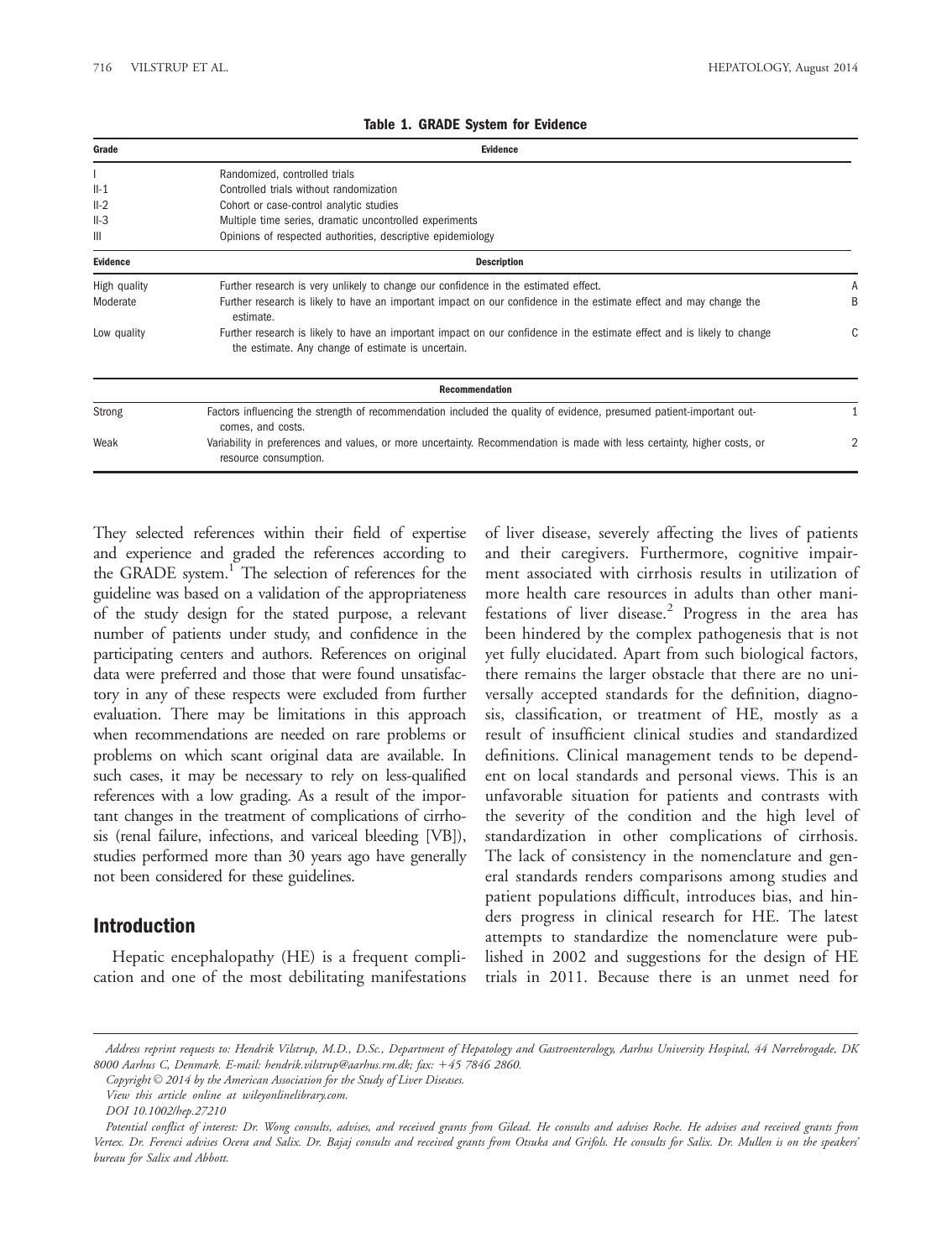**Table 1. GRADE System for Evidence**

| Grade | Evidence | |
|---|---|---|
| I | Randomized, controlled trials | |
| II-1 | Controlled trials without randomization | |
| II-2 | Cohort or case-control analytic studies | |
| II-3 | Multiple time series, dramatic uncontrolled experiments | |
| III | Opinions of respected authorities, descriptive epidemiology | |
| **Evidence** | **Description** | |
| High quality | Further research is very unlikely to change our confidence in the estimated effect. | A |
| Moderate | Further research is likely to have an important impact on our confidence in the estimate effect and may change the estimate. | B |
| Low quality | Further research is likely to have an important impact on our confidence in the estimate effect and is likely to change the estimate. Any change of estimate is uncertain. | C |
| | **Recommendation** | |
| Strong | Factors influencing the strength of recommendation included the quality of evidence, presumed patient-important outcomes, and costs. | 1 |
| Weak | Variability in preferences and values, or more uncertainty. Recommendation is made with less certainty, higher costs, or resource consumption. | 2 |

They selected references within their field of expertise and experience and graded the references according to the GRADE system.[1] The selection of references for the guideline was based on a validation of the appropriateness of the study design for the stated purpose, a relevant number of patients under study, and confidence in the participating centers and authors. References on original data were preferred and those that were found unsatisfactory in any of these respects were excluded from further evaluation. There may be limitations in this approach when recommendations are needed on rare problems or problems on which scant original data are available. In such cases, it may be necessary to rely on less-qualified references with a low grading. As a result of the important changes in the treatment of complications of cirrhosis (renal failure, infections, and variceal bleeding [VB]), studies performed more than 30 years ago have generally not been considered for these guidelines.

## Introduction

Hepatic encephalopathy (HE) is a frequent complication and one of the most debilitating manifestations of liver disease, severely affecting the lives of patients and their caregivers. Furthermore, cognitive impairment associated with cirrhosis results in utilization of more health care resources in adults than other manifestations of liver disease.[2] Progress in the area has been hindered by the complex pathogenesis that is not yet fully elucidated. Apart from such biological factors, there remains the larger obstacle that there are no universally accepted standards for the definition, diagnosis, classification, or treatment of HE, mostly as a result of insufficient clinical studies and standardized definitions. Clinical management tends to be dependent on local standards and personal views. This is an unfavorable situation for patients and contrasts with the severity of the condition and the high level of standardization in other complications of cirrhosis. The lack of consistency in the nomenclature and general standards renders comparisons among studies and patient populations difficult, introduces bias, and hinders progress in clinical research for HE. The latest attempts to standardize the nomenclature were published in 2002 and suggestions for the design of HE trials in 2011. Because there is an unmet need for

*Address reprint requests to: Hendrik Vilstrup, M.D., D.Sc., Department of Hepatology and Gastroenterology, Aarhus University Hospital, 44 Nørrebrogade, DK 8000 Aarhus C, Denmark. E-mail: hendrik.vilstrup@aarhus.rm.dk; fax: +45 7846 2860.*

*Copyright © 2014 by the American Association for the Study of Liver Diseases.*

*View this article online at wileyonlinelibrary.com.*

*DOI 10.1002/hep.27210*

*Potential conflict of interest: Dr. Wong consults, advises, and received grants from Gilead. He consults and advises Roche. He advises and received grants from Vertex. Dr. Ferenci advises Ocera and Salix. Dr. Bajaj consults and received grants from Otsuka and Grifols. He consults for Salix. Dr. Mullen is on the speakers' bureau for Salix and Abbott.*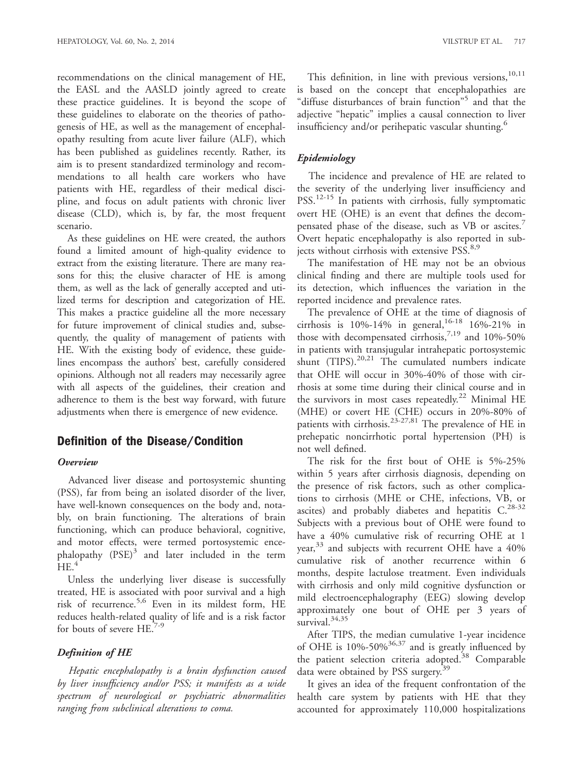recommendations on the clinical management of HE, the EASL and the AASLD jointly agreed to create these practice guidelines. It is beyond the scope of these guidelines to elaborate on the theories of pathogenesis of HE, as well as the management of encephalopathy resulting from acute liver failure (ALF), which has been published as guidelines recently. Rather, its aim is to present standardized terminology and recommendations to all health care workers who have patients with HE, regardless of their medical discipline, and focus on adult patients with chronic liver disease (CLD), which is, by far, the most frequent scenario.

As these guidelines on HE were created, the authors found a limited amount of high-quality evidence to extract from the existing literature. There are many reasons for this; the elusive character of HE is among them, as well as the lack of generally accepted and utilized terms for description and categorization of HE. This makes a practice guideline all the more necessary for future improvement of clinical studies and, subsequently, the quality of management of patients with HE. With the existing body of evidence, these guidelines encompass the authors' best, carefully considered opinions. Although not all readers may necessarily agree with all aspects of the guidelines, their creation and adherence to them is the best way forward, with future adjustments when there is emergence of new evidence.

## Definition of the Disease/Condition

### *Overview*

Advanced liver disease and portosystemic shunting (PSS), far from being an isolated disorder of the liver, have well-known consequences on the body and, notably, on brain functioning. The alterations of brain functioning, which can produce behavioral, cognitive, and motor effects, were termed portosystemic encephalopathy (PSE)[3] and later included in the term HE.[4]

Unless the underlying liver disease is successfully treated, HE is associated with poor survival and a high risk of recurrence.[5,6] Even in its mildest form, HE reduces health-related quality of life and is a risk factor for bouts of severe HE.[7-9]

### *Definition of HE*

*Hepatic encephalopathy is a brain dysfunction caused by liver insufficiency and/or PSS; it manifests as a wide spectrum of neurological or psychiatric abnormalities ranging from subclinical alterations to coma.*

This definition, in line with previous versions,[10,11] is based on the concept that encephalopathies are "diffuse disturbances of brain function"[5] and that the adjective "hepatic" implies a causal connection to liver insufficiency and/or perihepatic vascular shunting.[6]

### *Epidemiology*

The incidence and prevalence of HE are related to the severity of the underlying liver insufficiency and PSS.[12-15] In patients with cirrhosis, fully symptomatic overt HE (OHE) is an event that defines the decompensated phase of the disease, such as VB or ascites.[7] Overt hepatic encephalopathy is also reported in subjects without cirrhosis with extensive PSS.[8,9]

The manifestation of HE may not be an obvious clinical finding and there are multiple tools used for its detection, which influences the variation in the reported incidence and prevalence rates.

The prevalence of OHE at the time of diagnosis of cirrhosis is 10%-14% in general,[16-18] 16%-21% in those with decompensated cirrhosis,[7,19] and 10%-50% in patients with transjugular intrahepatic portosystemic shunt (TIPS).[20,21] The cumulated numbers indicate that OHE will occur in 30%-40% of those with cirrhosis at some time during their clinical course and in the survivors in most cases repeatedly.[22] Minimal HE (MHE) or covert HE (CHE) occurs in 20%-80% of patients with cirrhosis.[23-27,81] The prevalence of HE in prehepatic noncirrhotic portal hypertension (PH) is not well defined.

The risk for the first bout of OHE is 5%-25% within 5 years after cirrhosis diagnosis, depending on the presence of risk factors, such as other complications to cirrhosis (MHE or CHE, infections, VB, or ascites) and probably diabetes and hepatitis C.[28-32] Subjects with a previous bout of OHE were found to have a 40% cumulative risk of recurring OHE at 1 year,[33] and subjects with recurrent OHE have a 40% cumulative risk of another recurrence within 6 months, despite lactulose treatment. Even individuals with cirrhosis and only mild cognitive dysfunction or mild electroencephalography (EEG) slowing develop approximately one bout of OHE per 3 years of survival.[34,35]

After TIPS, the median cumulative 1-year incidence of OHE is 10%-50%[36,37] and is greatly influenced by the patient selection criteria adopted.[38] Comparable data were obtained by PSS surgery.[39]

It gives an idea of the frequent confrontation of the health care system by patients with HE that they accounted for approximately 110,000 hospitalizations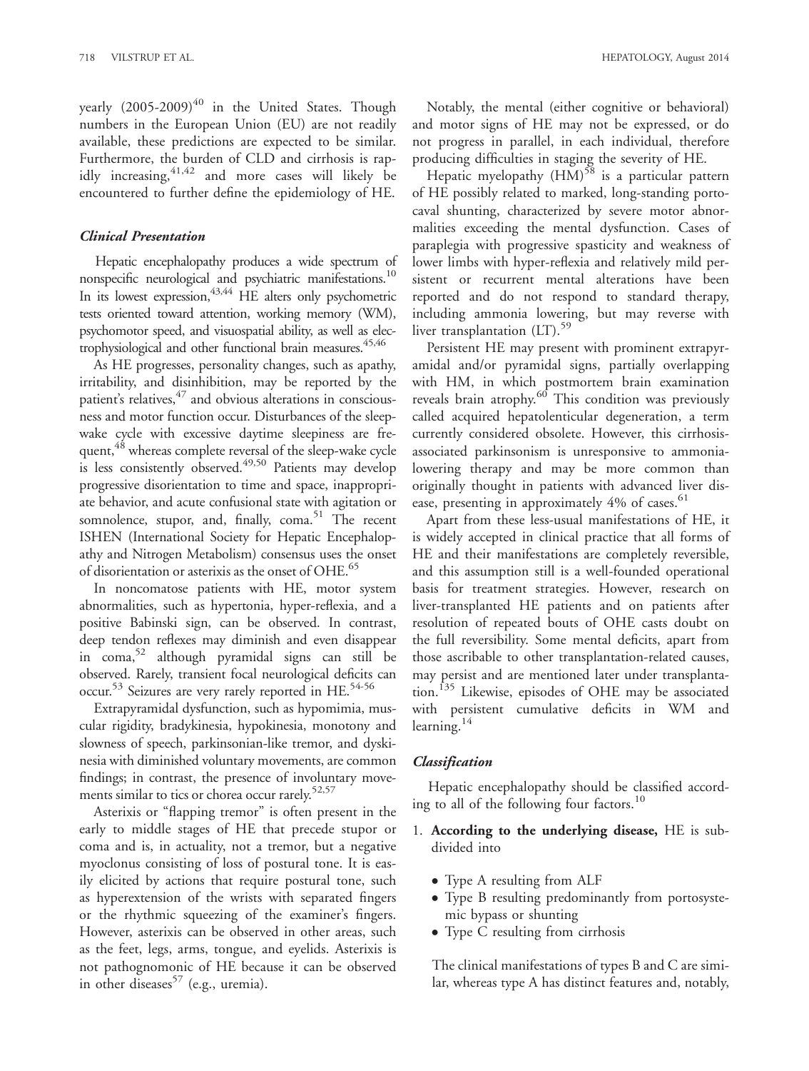yearly (2005-2009)[40] in the United States. Though numbers in the European Union (EU) are not readily available, these predictions are expected to be similar. Furthermore, the burden of CLD and cirrhosis is rapidly increasing,[41,42] and more cases will likely be encountered to further define the epidemiology of HE.

### *Clinical Presentation*

Hepatic encephalopathy produces a wide spectrum of nonspecific neurological and psychiatric manifestations.[10] In its lowest expression,[43,44] HE alters only psychometric tests oriented toward attention, working memory (WM), psychomotor speed, and visuospatial ability, as well as electrophysiological and other functional brain measures.[45,46]

As HE progresses, personality changes, such as apathy, irritability, and disinhibition, may be reported by the patient's relatives,[47] and obvious alterations in consciousness and motor function occur. Disturbances of the sleep-wake cycle with excessive daytime sleepiness are frequent,[48] whereas complete reversal of the sleep-wake cycle is less consistently observed.[49,50] Patients may develop progressive disorientation to time and space, inappropriate behavior, and acute confusional state with agitation or somnolence, stupor, and, finally, coma.[51] The recent ISHEN (International Society for Hepatic Encephalopathy and Nitrogen Metabolism) consensus uses the onset of disorientation or asterixis as the onset of OHE.[65]

In noncomatose patients with HE, motor system abnormalities, such as hypertonia, hyper-reflexia, and a positive Babinski sign, can be observed. In contrast, deep tendon reflexes may diminish and even disappear in coma,[52] although pyramidal signs can still be observed. Rarely, transient focal neurological deficits can occur.[53] Seizures are very rarely reported in HE.[54-56]

Extrapyramidal dysfunction, such as hypomimia, muscular rigidity, bradykinesia, hypokinesia, monotony and slowness of speech, parkinsonian-like tremor, and dyskinesia with diminished voluntary movements, are common findings; in contrast, the presence of involuntary movements similar to tics or chorea occur rarely.[52,57]

Asterixis or "flapping tremor" is often present in the early to middle stages of HE that precede stupor or coma and is, in actuality, not a tremor, but a negative myoclonus consisting of loss of postural tone. It is easily elicited by actions that require postural tone, such as hyperextension of the wrists with separated fingers or the rhythmic squeezing of the examiner's fingers. However, asterixis can be observed in other areas, such as the feet, legs, arms, tongue, and eyelids. Asterixis is not pathognomonic of HE because it can be observed in other diseases[57] (e.g., uremia).

Notably, the mental (either cognitive or behavioral) and motor signs of HE may not be expressed, or do not progress in parallel, in each individual, therefore producing difficulties in staging the severity of HE.

Hepatic myelopathy (HM)[58] is a particular pattern of HE possibly related to marked, long-standing portocaval shunting, characterized by severe motor abnormalities exceeding the mental dysfunction. Cases of paraplegia with progressive spasticity and weakness of lower limbs with hyper-reflexia and relatively mild persistent or recurrent mental alterations have been reported and do not respond to standard therapy, including ammonia lowering, but may reverse with liver transplantation (LT).[59]

Persistent HE may present with prominent extrapyramidal and/or pyramidal signs, partially overlapping with HM, in which postmortem brain examination reveals brain atrophy.[60] This condition was previously called acquired hepatolenticular degeneration, a term currently considered obsolete. However, this cirrhosis-associated parkinsonism is unresponsive to ammonia-lowering therapy and may be more common than originally thought in patients with advanced liver disease, presenting in approximately 4% of cases.[61]

Apart from these less-usual manifestations of HE, it is widely accepted in clinical practice that all forms of HE and their manifestations are completely reversible, and this assumption still is a well-founded operational basis for treatment strategies. However, research on liver-transplanted HE patients and on patients after resolution of repeated bouts of OHE casts doubt on the full reversibility. Some mental deficits, apart from those ascribable to other transplantation-related causes, may persist and are mentioned later under transplantation.[135] Likewise, episodes of OHE may be associated with persistent cumulative deficits in WM and learning.[14]

### *Classification*

Hepatic encephalopathy should be classified according to all of the following four factors.[10]

1. **According to the underlying disease,** HE is subdivided into

   - Type A resulting from ALF
   - Type B resulting predominantly from portosystemic bypass or shunting
   - Type C resulting from cirrhosis

   The clinical manifestations of types B and C are similar, whereas type A has distinct features and, notably,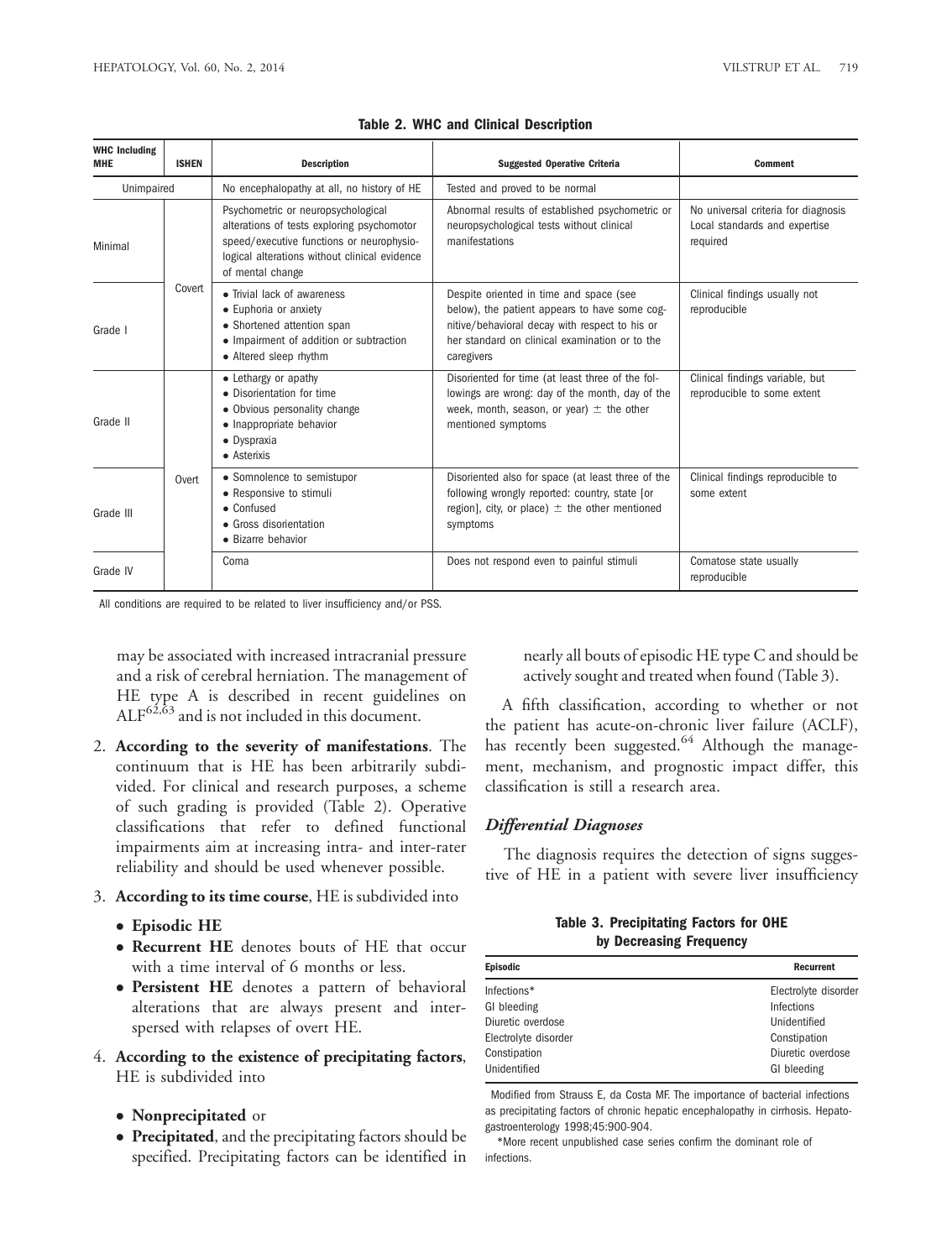**Table 2. WHC and Clinical Description**

| WHC Including MHE | ISHEN | Description | Suggested Operative Criteria | Comment |
|---|---|---|---|---|
| Unimpaired | | No encephalopathy at all, no history of HE | Tested and proved to be normal | |
| Minimal | Covert | Psychometric or neuropsychological alterations of tests exploring psychomotor speed/executive functions or neurophysiological alterations without clinical evidence of mental change | Abnormal results of established psychometric or neuropsychological tests without clinical manifestations | No universal criteria for diagnosis Local standards and expertise required |
| Grade I | | • Trivial lack of awareness • Euphoria or anxiety • Shortened attention span • Impairment of addition or subtraction • Altered sleep rhythm | Despite oriented in time and space (see below), the patient appears to have some cognitive/behavioral decay with respect to his or her standard on clinical examination or to the caregivers | Clinical findings usually not reproducible |
| Grade II | Overt | • Lethargy or apathy • Disorientation for time • Obvious personality change • Inappropriate behavior • Dyspraxia • Asterixis | Disoriented for time (at least three of the followings are wrong: day of the month, day of the week, month, season, or year) ± the other mentioned symptoms | Clinical findings variable, but reproducible to some extent |
| Grade III | | • Somnolence to semistupor • Responsive to stimuli • Confused • Gross disorientation • Bizarre behavior | Disoriented also for space (at least three of the following wrongly reported: country, state [or region], city, or place) ± the other mentioned symptoms | Clinical findings reproducible to some extent |
| Grade IV | | Coma | Does not respond even to painful stimuli | Comatose state usually reproducible |

All conditions are required to be related to liver insufficiency and/or PSS.

may be associated with increased intracranial pressure and a risk of cerebral herniation. The management of HE type A is described in recent guidelines on ALF[62,63] and is not included in this document.

2. **According to the severity of manifestations**. The continuum that is HE has been arbitrarily subdivided. For clinical and research purposes, a scheme of such grading is provided (Table 2). Operative classifications that refer to defined functional impairments aim at increasing intra- and inter-rater reliability and should be used whenever possible.
3. **According to its time course**, HE is subdivided into
   - **Episodic HE**
   - **Recurrent HE** denotes bouts of HE that occur with a time interval of 6 months or less.
   - **Persistent HE** denotes a pattern of behavioral alterations that are always present and interspersed with relapses of overt HE.
4. **According to the existence of precipitating factors**, HE is subdivided into
   - **Nonprecipitated** or
   - **Precipitated**, and the precipitating factors should be specified. Precipitating factors can be identified in nearly all bouts of episodic HE type C and should be actively sought and treated when found (Table 3).

A fifth classification, according to whether or not the patient has acute-on-chronic liver failure (ACLF), has recently been suggested.[64] Although the management, mechanism, and prognostic impact differ, this classification is still a research area.

### *Differential Diagnoses*

The diagnosis requires the detection of signs suggestive of HE in a patient with severe liver insufficiency

**Table 3. Precipitating Factors for OHE by Decreasing Frequency**

| Episodic | Recurrent |
|---|---|
| Infections* | Electrolyte disorder |
| GI bleeding | Infections |
| Diuretic overdose | Unidentified |
| Electrolyte disorder | Constipation |
| Constipation | Diuretic overdose |
| Unidentified | GI bleeding |

Modified from Strauss E, da Costa MF. The importance of bacterial infections as precipitating factors of chronic hepatic encephalopathy in cirrhosis. Hepatogastroenterology 1998;45:900-904.

*More recent unpublished case series confirm the dominant role of infections.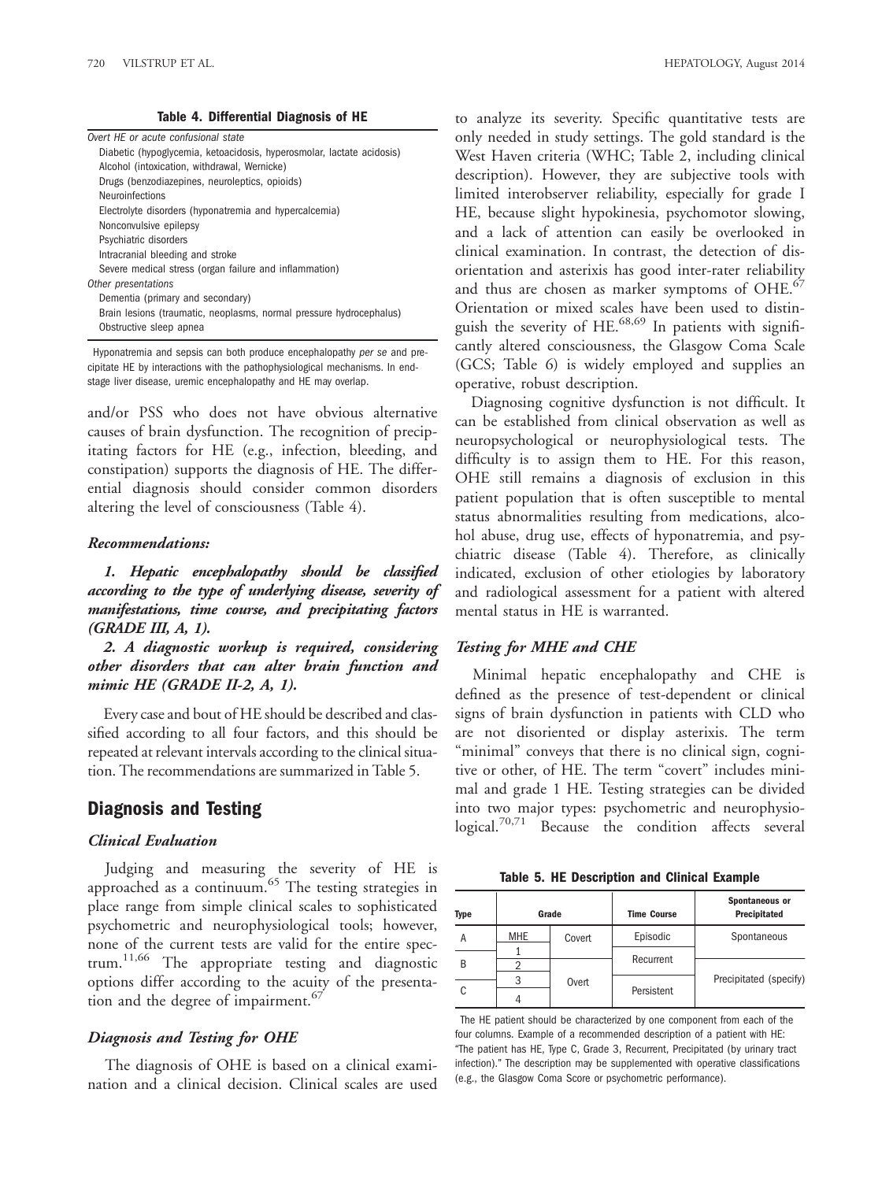**Table 4. Differential Diagnosis of HE**

| |
|---|
| *Overt HE or acute confusional state* |
| Diabetic (hypoglycemia, ketoacidosis, hyperosmolar, lactate acidosis) |
| Alcohol (intoxication, withdrawal, Wernicke) |
| Drugs (benzodiazepines, neuroleptics, opioids) |
| Neuroinfections |
| Electrolyte disorders (hyponatremia and hypercalcemia) |
| Nonconvulsive epilepsy |
| Psychiatric disorders |
| Intracranial bleeding and stroke |
| Severe medical stress (organ failure and inflammation) |
| *Other presentations* |
| Dementia (primary and secondary) |
| Brain lesions (traumatic, neoplasms, normal pressure hydrocephalus) |
| Obstructive sleep apnea |

Hyponatremia and sepsis can both produce encephalopathy *per se* and precipitate HE by interactions with the pathophysiological mechanisms. In end-stage liver disease, uremic encephalopathy and HE may overlap.

and/or PSS who does not have obvious alternative causes of brain dysfunction. The recognition of precipitating factors for HE (e.g., infection, bleeding, and constipation) supports the diagnosis of HE. The differential diagnosis should consider common disorders altering the level of consciousness (Table 4).

### *Recommendations:*

***1. Hepatic encephalopathy should be classified according to the type of underlying disease, severity of manifestations, time course, and precipitating factors (GRADE III, A, 1).***

***2. A diagnostic workup is required, considering other disorders that can alter brain function and mimic HE (GRADE II-2, A, 1).***

Every case and bout of HE should be described and classified according to all four factors, and this should be repeated at relevant intervals according to the clinical situation. The recommendations are summarized in Table 5.

## Diagnosis and Testing

### *Clinical Evaluation*

Judging and measuring the severity of HE is approached as a continuum.[65] The testing strategies in place range from simple clinical scales to sophisticated psychometric and neurophysiological tools; however, none of the current tests are valid for the entire spectrum.[11,66] The appropriate testing and diagnostic options differ according to the acuity of the presentation and the degree of impairment.[67]

### *Diagnosis and Testing for OHE*

The diagnosis of OHE is based on a clinical examination and a clinical decision. Clinical scales are used to analyze its severity. Specific quantitative tests are only needed in study settings. The gold standard is the West Haven criteria (WHC; Table 2, including clinical description). However, they are subjective tools with limited interobserver reliability, especially for grade I HE, because slight hypokinesia, psychomotor slowing, and a lack of attention can easily be overlooked in clinical examination. In contrast, the detection of disorientation and asterixis has good inter-rater reliability and thus are chosen as marker symptoms of OHE.[67] Orientation or mixed scales have been used to distinguish the severity of HE.[68,69] In patients with significantly altered consciousness, the Glasgow Coma Scale (GCS; Table 6) is widely employed and supplies an operative, robust description.

Diagnosing cognitive dysfunction is not difficult. It can be established from clinical observation as well as neuropsychological or neurophysiological tests. The difficulty is to assign them to HE. For this reason, OHE still remains a diagnosis of exclusion in this patient population that is often susceptible to mental status abnormalities resulting from medications, alcohol abuse, drug use, effects of hyponatremia, and psychiatric disease (Table 4). Therefore, as clinically indicated, exclusion of other etiologies by laboratory and radiological assessment for a patient with altered mental status in HE is warranted.

### *Testing for MHE and CHE*

Minimal hepatic encephalopathy and CHE is defined as the presence of test-dependent or clinical signs of brain dysfunction in patients with CLD who are not disoriented or display asterixis. The term "minimal" conveys that there is no clinical sign, cognitive or other, of HE. The term "covert" includes minimal and grade 1 HE. Testing strategies can be divided into two major types: psychometric and neurophysiological.[70,71] Because the condition affects several

**Table 5. HE Description and Clinical Example**

| Type | Grade | | Time Course | Spontaneous or Precipitated |
|---|---|---|---|---|
| A | MHE | Covert | Episodic | Spontaneous |
| B | 1 | | Recurrent | Precipitated (specify) |
| | 2 | Overt | | |
| C | 3 | | Persistent | |
| | 4 | | | |

The HE patient should be characterized by one component from each of the four columns. Example of a recommended description of a patient with HE: "The patient has HE, Type C, Grade 3, Recurrent, Precipitated (by urinary tract infection)." The description may be supplemented with operative classifications (e.g., the Glasgow Coma Score or psychometric performance).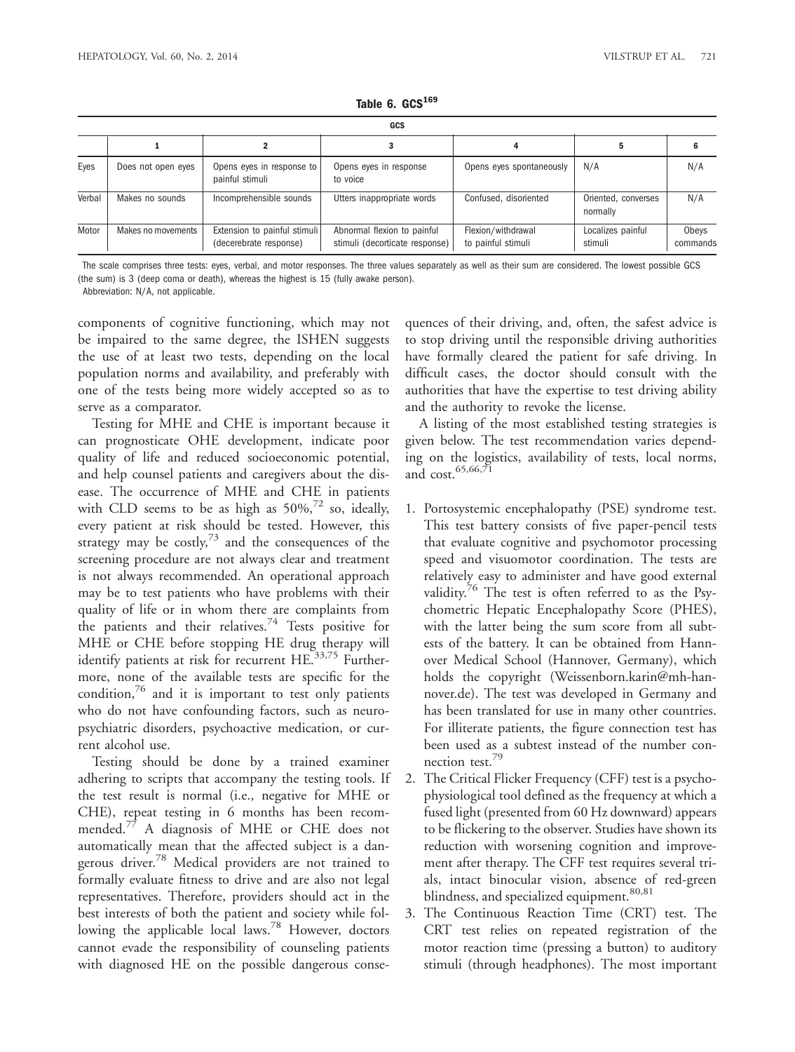Table 6. GCS[169]

| GCS | | | | | | |
|---|---|---|---|---|---|---|
| | 1 | 2 | 3 | 4 | 5 | 6 |
| Eyes | Does not open eyes | Opens eyes in response to painful stimuli | Opens eyes in response to voice | Opens eyes spontaneously | N/A | N/A |
| Verbal | Makes no sounds | Incomprehensible sounds | Utters inappropriate words | Confused, disoriented | Oriented, converses normally | N/A |
| Motor | Makes no movements | Extension to painful stimuli (decerebrate response) | Abnormal flexion to painful stimuli (decorticate response) | Flexion/withdrawal to painful stimuli | Localizes painful stimuli | Obeys commands |

The scale comprises three tests: eyes, verbal, and motor responses. The three values separately as well as their sum are considered. The lowest possible GCS (the sum) is 3 (deep coma or death), whereas the highest is 15 (fully awake person).
Abbreviation: N/A, not applicable.

components of cognitive functioning, which may not be impaired to the same degree, the ISHEN suggests the use of at least two tests, depending on the local population norms and availability, and preferably with one of the tests being more widely accepted so as to serve as a comparator.

Testing for MHE and CHE is important because it can prognosticate OHE development, indicate poor quality of life and reduced socioeconomic potential, and help counsel patients and caregivers about the disease. The occurrence of MHE and CHE in patients with CLD seems to be as high as 50%,[72] so, ideally, every patient at risk should be tested. However, this strategy may be costly,[73] and the consequences of the screening procedure are not always clear and treatment is not always recommended. An operational approach may be to test patients who have problems with their quality of life or in whom there are complaints from the patients and their relatives.[74] Tests positive for MHE or CHE before stopping HE drug therapy will identify patients at risk for recurrent HE.[33,75] Furthermore, none of the available tests are specific for the condition,[76] and it is important to test only patients who do not have confounding factors, such as neuropsychiatric disorders, psychoactive medication, or current alcohol use.

Testing should be done by a trained examiner adhering to scripts that accompany the testing tools. If the test result is normal (i.e., negative for MHE or CHE), repeat testing in 6 months has been recommended.[77] A diagnosis of MHE or CHE does not automatically mean that the affected subject is a dangerous driver.[78] Medical providers are not trained to formally evaluate fitness to drive and are also not legal representatives. Therefore, providers should act in the best interests of both the patient and society while following the applicable local laws.[78] However, doctors cannot evade the responsibility of counseling patients with diagnosed HE on the possible dangerous consequences of their driving, and, often, the safest advice is to stop driving until the responsible driving authorities have formally cleared the patient for safe driving. In difficult cases, the doctor should consult with the authorities that have the expertise to test driving ability and the authority to revoke the license.

A listing of the most established testing strategies is given below. The test recommendation varies depending on the logistics, availability of tests, local norms, and cost.[65,66,71]

1. Portosystemic encephalopathy (PSE) syndrome test. This test battery consists of five paper-pencil tests that evaluate cognitive and psychomotor processing speed and visuomotor coordination. The tests are relatively easy to administer and have good external validity.[76] The test is often referred to as the Psychometric Hepatic Encephalopathy Score (PHES), with the latter being the sum score from all subtests of the battery. It can be obtained from Hannover Medical School (Hannover, Germany), which holds the copyright (Weissenborn.karin@mh-hannover.de). The test was developed in Germany and has been translated for use in many other countries. For illiterate patients, the figure connection test has been used as a subtest instead of the number connection test.[79]
2. The Critical Flicker Frequency (CFF) test is a psychophysiological tool defined as the frequency at which a fused light (presented from 60 Hz downward) appears to be flickering to the observer. Studies have shown its reduction with worsening cognition and improvement after therapy. The CFF test requires several trials, intact binocular vision, absence of red-green blindness, and specialized equipment.[80,81]
3. The Continuous Reaction Time (CRT) test. The CRT test relies on repeated registration of the motor reaction time (pressing a button) to auditory stimuli (through headphones). The most important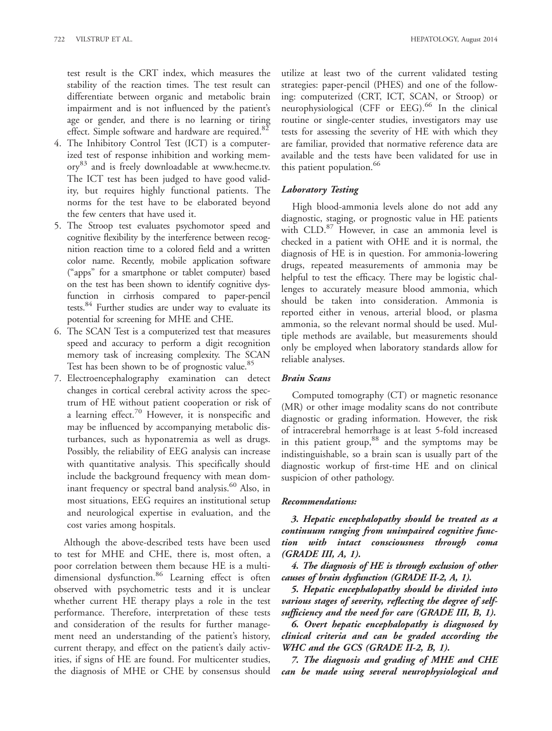test result is the CRT index, which measures the stability of the reaction times. The test result can differentiate between organic and metabolic brain impairment and is not influenced by the patient's age or gender, and there is no learning or tiring effect. Simple software and hardware are required.[82]

4. The Inhibitory Control Test (ICT) is a computerized test of response inhibition and working memory[83] and is freely downloadable at www.hecme.tv. The ICT test has been judged to have good validity, but requires highly functional patients. The norms for the test have to be elaborated beyond the few centers that have used it.
5. The Stroop test evaluates psychomotor speed and cognitive flexibility by the interference between recognition reaction time to a colored field and a written color name. Recently, mobile application software ("apps" for a smartphone or tablet computer) based on the test has been shown to identify cognitive dysfunction in cirrhosis compared to paper-pencil tests.[84] Further studies are under way to evaluate its potential for screening for MHE and CHE.
6. The SCAN Test is a computerized test that measures speed and accuracy to perform a digit recognition memory task of increasing complexity. The SCAN Test has been shown to be of prognostic value.[85]
7. Electroencephalography examination can detect changes in cortical cerebral activity across the spectrum of HE without patient cooperation or risk of a learning effect.[70] However, it is nonspecific and may be influenced by accompanying metabolic disturbances, such as hyponatremia as well as drugs. Possibly, the reliability of EEG analysis can increase with quantitative analysis. This specifically should include the background frequency with mean dominant frequency or spectral band analysis.[60] Also, in most situations, EEG requires an institutional setup and neurological expertise in evaluation, and the cost varies among hospitals.

Although the above-described tests have been used to test for MHE and CHE, there is, most often, a poor correlation between them because HE is a multidimensional dysfunction.[86] Learning effect is often observed with psychometric tests and it is unclear whether current HE therapy plays a role in the test performance. Therefore, interpretation of these tests and consideration of the results for further management need an understanding of the patient's history, current therapy, and effect on the patient's daily activities, if signs of HE are found. For multicenter studies, the diagnosis of MHE or CHE by consensus should utilize at least two of the current validated testing strategies: paper-pencil (PHES) and one of the following: computerized (CRT, ICT, SCAN, or Stroop) or neurophysiological (CFF or EEG).[66] In the clinical routine or single-center studies, investigators may use tests for assessing the severity of HE with which they are familiar, provided that normative reference data are available and the tests have been validated for use in this patient population.[66]

### *Laboratory Testing*

High blood-ammonia levels alone do not add any diagnostic, staging, or prognostic value in HE patients with CLD.[87] However, in case an ammonia level is checked in a patient with OHE and it is normal, the diagnosis of HE is in question. For ammonia-lowering drugs, repeated measurements of ammonia may be helpful to test the efficacy. There may be logistic challenges to accurately measure blood ammonia, which should be taken into consideration. Ammonia is reported either in venous, arterial blood, or plasma ammonia, so the relevant normal should be used. Multiple methods are available, but measurements should only be employed when laboratory standards allow for reliable analyses.

### *Brain Scans*

Computed tomography (CT) or magnetic resonance (MR) or other image modality scans do not contribute diagnostic or grading information. However, the risk of intracerebral hemorrhage is at least 5-fold increased in this patient group,[88] and the symptoms may be indistinguishable, so a brain scan is usually part of the diagnostic workup of first-time HE and on clinical suspicion of other pathology.

### *Recommendations:*

***3. Hepatic encephalopathy should be treated as a continuum ranging from unimpaired cognitive function with intact consciousness through coma (GRADE III, A, 1).***

***4. The diagnosis of HE is through exclusion of other causes of brain dysfunction (GRADE II-2, A, 1).***

***5. Hepatic encephalopathy should be divided into various stages of severity, reflecting the degree of self-sufficiency and the need for care (GRADE III, B, 1).***

***6. Overt hepatic encephalopathy is diagnosed by clinical criteria and can be graded according the WHC and the GCS (GRADE II-2, B, 1).***

***7. The diagnosis and grading of MHE and CHE can be made using several neurophysiological and***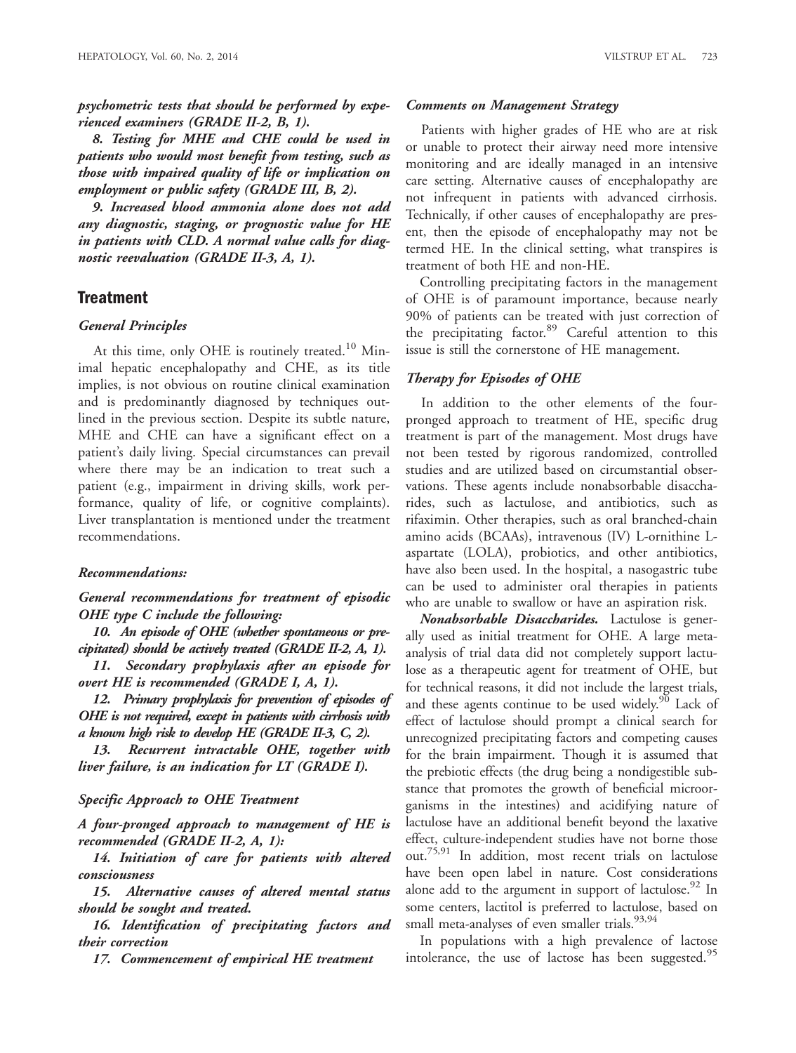*psychometric tests that should be performed by experienced examiners (GRADE II-2, B, 1).*

*8. Testing for MHE and CHE could be used in patients who would most benefit from testing, such as those with impaired quality of life or implication on employment or public safety (GRADE III, B, 2).*

*9. Increased blood ammonia alone does not add any diagnostic, staging, or prognostic value for HE in patients with CLD. A normal value calls for diagnostic reevaluation (GRADE II-3, A, 1).*

## Treatment

### General Principles

At this time, only OHE is routinely treated.[10] Minimal hepatic encephalopathy and CHE, as its title implies, is not obvious on routine clinical examination and is predominantly diagnosed by techniques outlined in the previous section. Despite its subtle nature, MHE and CHE can have a significant effect on a patient's daily living. Special circumstances can prevail where there may be an indication to treat such a patient (e.g., impairment in driving skills, work performance, quality of life, or cognitive complaints). Liver transplantation is mentioned under the treatment recommendations.

### Recommendations:

***General recommendations for treatment of episodic OHE type C include the following:***

***10. An episode of OHE (whether spontaneous or precipitated) should be actively treated (GRADE II-2, A, 1).***

***11. Secondary prophylaxis after an episode for overt HE is recommended (GRADE I, A, 1).***

***12. Primary prophylaxis for prevention of episodes of OHE is not required, except in patients with cirrhosis with a known high risk to develop HE (GRADE II-3, C, 2).***

***13. Recurrent intractable OHE, together with liver failure, is an indication for LT (GRADE I).***

### Specific Approach to OHE Treatment

***A four-pronged approach to management of HE is recommended (GRADE II-2, A, 1):***

***14. Initiation of care for patients with altered consciousness***

***15. Alternative causes of altered mental status should be sought and treated.***

***16. Identification of precipitating factors and their correction***

***17. Commencement of empirical HE treatment***

### Comments on Management Strategy

Patients with higher grades of HE who are at risk or unable to protect their airway need more intensive monitoring and are ideally managed in an intensive care setting. Alternative causes of encephalopathy are not infrequent in patients with advanced cirrhosis. Technically, if other causes of encephalopathy are present, then the episode of encephalopathy may not be termed HE. In the clinical setting, what transpires is treatment of both HE and non-HE.

Controlling precipitating factors in the management of OHE is of paramount importance, because nearly 90% of patients can be treated with just correction of the precipitating factor.[89] Careful attention to this issue is still the cornerstone of HE management.

### Therapy for Episodes of OHE

In addition to the other elements of the four-pronged approach to treatment of HE, specific drug treatment is part of the management. Most drugs have not been tested by rigorous randomized, controlled studies and are utilized based on circumstantial observations. These agents include nonabsorbable disaccharides, such as lactulose, and antibiotics, such as rifaximin. Other therapies, such as oral branched-chain amino acids (BCAAs), intravenous (IV) L-ornithine L-aspartate (LOLA), probiotics, and other antibiotics, have also been used. In the hospital, a nasogastric tube can be used to administer oral therapies in patients who are unable to swallow or have an aspiration risk.

***Nonabsorbable Disaccharides.*** Lactulose is generally used as initial treatment for OHE. A large meta-analysis of trial data did not completely support lactulose as a therapeutic agent for treatment of OHE, but for technical reasons, it did not include the largest trials, and these agents continue to be used widely.[90] Lack of effect of lactulose should prompt a clinical search for unrecognized precipitating factors and competing causes for the brain impairment. Though it is assumed that the prebiotic effects (the drug being a nondigestible substance that promotes the growth of beneficial microorganisms in the intestines) and acidifying nature of lactulose have an additional benefit beyond the laxative effect, culture-independent studies have not borne those out.[75,91] In addition, most recent trials on lactulose have been open label in nature. Cost considerations alone add to the argument in support of lactulose.[92] In some centers, lactitol is preferred to lactulose, based on small meta-analyses of even smaller trials.[93,94]

In populations with a high prevalence of lactose intolerance, the use of lactose has been suggested.[95]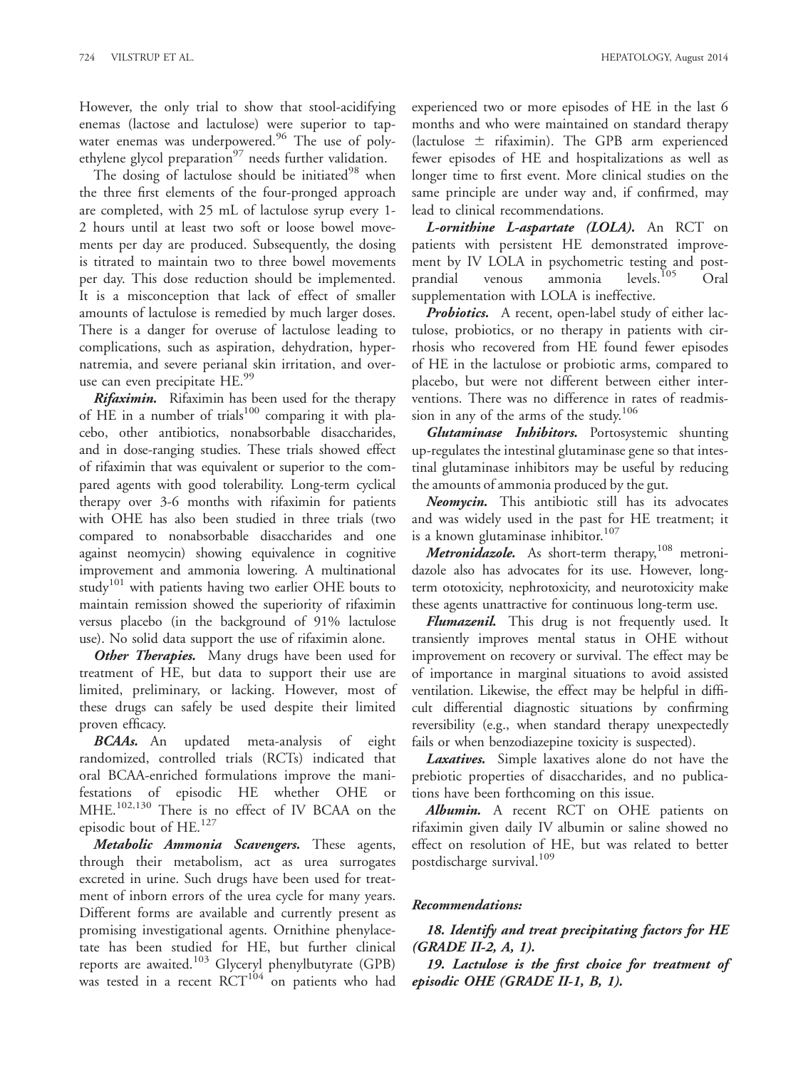However, the only trial to show that stool-acidifying enemas (lactose and lactulose) were superior to tap-water enemas was underpowered.[96] The use of polyethylene glycol preparation[97] needs further validation.

The dosing of lactulose should be initiated[98] when the three first elements of the four-pronged approach are completed, with 25 mL of lactulose syrup every 1-2 hours until at least two soft or loose bowel movements per day are produced. Subsequently, the dosing is titrated to maintain two to three bowel movements per day. This dose reduction should be implemented. It is a misconception that lack of effect of smaller amounts of lactulose is remedied by much larger doses. There is a danger for overuse of lactulose leading to complications, such as aspiration, dehydration, hypernatremia, and severe perianal skin irritation, and overuse can even precipitate HE.[99]

***Rifaximin.*** Rifaximin has been used for the therapy of HE in a number of trials[100] comparing it with placebo, other antibiotics, nonabsorbable disaccharides, and in dose-ranging studies. These trials showed effect of rifaximin that was equivalent or superior to the compared agents with good tolerability. Long-term cyclical therapy over 3-6 months with rifaximin for patients with OHE has also been studied in three trials (two compared to nonabsorbable disaccharides and one against neomycin) showing equivalence in cognitive improvement and ammonia lowering. A multinational study[101] with patients having two earlier OHE bouts to maintain remission showed the superiority of rifaximin versus placebo (in the background of 91% lactulose use). No solid data support the use of rifaximin alone.

***Other Therapies.*** Many drugs have been used for treatment of HE, but data to support their use are limited, preliminary, or lacking. However, most of these drugs can safely be used despite their limited proven efficacy.

***BCAAs.*** An updated meta-analysis of eight randomized, controlled trials (RCTs) indicated that oral BCAA-enriched formulations improve the manifestations of episodic HE whether OHE or MHE.[102,130] There is no effect of IV BCAA on the episodic bout of HE.[127]

***Metabolic Ammonia Scavengers.*** These agents, through their metabolism, act as urea surrogates excreted in urine. Such drugs have been used for treatment of inborn errors of the urea cycle for many years. Different forms are available and currently present as promising investigational agents. Ornithine phenylacetate has been studied for HE, but further clinical reports are awaited.[103] Glyceryl phenylbutyrate (GPB) was tested in a recent RCT[104] on patients who had experienced two or more episodes of HE in the last 6 months and who were maintained on standard therapy (lactulose ± rifaximin). The GPB arm experienced fewer episodes of HE and hospitalizations as well as longer time to first event. More clinical studies on the same principle are under way and, if confirmed, may lead to clinical recommendations.

***L-ornithine L-aspartate (LOLA).*** An RCT on patients with persistent HE demonstrated improvement by IV LOLA in psychometric testing and postprandial venous ammonia levels.[105] Oral supplementation with LOLA is ineffective.

***Probiotics.*** A recent, open-label study of either lactulose, probiotics, or no therapy in patients with cirrhosis who recovered from HE found fewer episodes of HE in the lactulose or probiotic arms, compared to placebo, but were not different between either interventions. There was no difference in rates of readmission in any of the arms of the study.[106]

***Glutaminase Inhibitors.*** Portosystemic shunting up-regulates the intestinal glutaminase gene so that intestinal glutaminase inhibitors may be useful by reducing the amounts of ammonia produced by the gut.

***Neomycin.*** This antibiotic still has its advocates and was widely used in the past for HE treatment; it is a known glutaminase inhibitor.[107]

***Metronidazole.*** As short-term therapy,[108] metronidazole also has advocates for its use. However, long-term ototoxicity, nephrotoxicity, and neurotoxicity make these agents unattractive for continuous long-term use.

***Flumazenil.*** This drug is not frequently used. It transiently improves mental status in OHE without improvement on recovery or survival. The effect may be of importance in marginal situations to avoid assisted ventilation. Likewise, the effect may be helpful in difficult differential diagnostic situations by confirming reversibility (e.g., when standard therapy unexpectedly fails or when benzodiazepine toxicity is suspected).

***Laxatives.*** Simple laxatives alone do not have the prebiotic properties of disaccharides, and no publications have been forthcoming on this issue.

***Albumin.*** A recent RCT on OHE patients on rifaximin given daily IV albumin or saline showed no effect on resolution of HE, but was related to better postdischarge survival.[109]

***Recommendations:***

***18. Identify and treat precipitating factors for HE (GRADE II-2, A, 1).***

***19. Lactulose is the first choice for treatment of episodic OHE (GRADE II-1, B, 1).***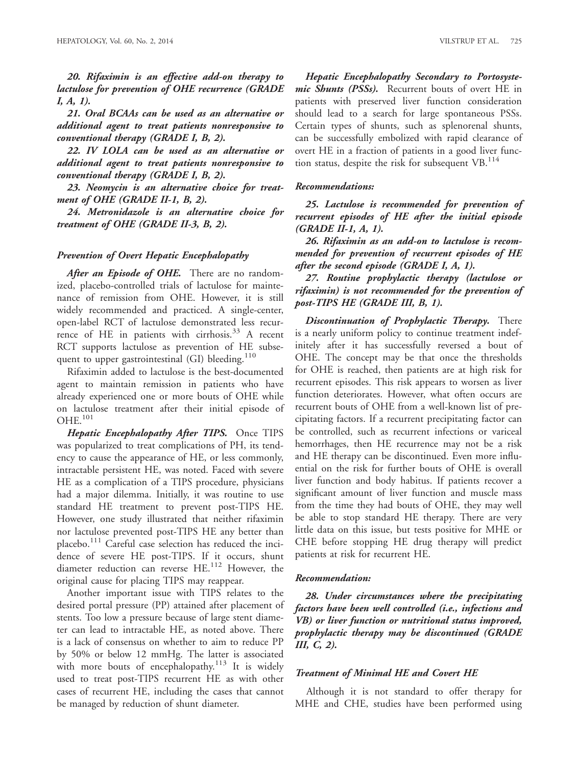***20. Rifaximin is an effective add-on therapy to lactulose for prevention of OHE recurrence (GRADE I, A, 1).***

***21. Oral BCAAs can be used as an alternative or additional agent to treat patients nonresponsive to conventional therapy (GRADE I, B, 2).***

***22. IV LOLA can be used as an alternative or additional agent to treat patients nonresponsive to conventional therapy (GRADE I, B, 2).***

***23. Neomycin is an alternative choice for treatment of OHE (GRADE II-1, B, 2).***

***24. Metronidazole is an alternative choice for treatment of OHE (GRADE II-3, B, 2).***

### *Prevention of Overt Hepatic Encephalopathy*

***After an Episode of OHE.*** There are no randomized, placebo-controlled trials of lactulose for maintenance of remission from OHE. However, it is still widely recommended and practiced. A single-center, open-label RCT of lactulose demonstrated less recurrence of HE in patients with cirrhosis.[33] A recent RCT supports lactulose as prevention of HE subsequent to upper gastrointestinal (GI) bleeding.[110]

Rifaximin added to lactulose is the best-documented agent to maintain remission in patients who have already experienced one or more bouts of OHE while on lactulose treatment after their initial episode of OHE.[101]

***Hepatic Encephalopathy After TIPS.*** Once TIPS was popularized to treat complications of PH, its tendency to cause the appearance of HE, or less commonly, intractable persistent HE, was noted. Faced with severe HE as a complication of a TIPS procedure, physicians had a major dilemma. Initially, it was routine to use standard HE treatment to prevent post-TIPS HE. However, one study illustrated that neither rifaximin nor lactulose prevented post-TIPS HE any better than placebo.[111] Careful case selection has reduced the incidence of severe HE post-TIPS. If it occurs, shunt diameter reduction can reverse HE.[112] However, the original cause for placing TIPS may reappear.

Another important issue with TIPS relates to the desired portal pressure (PP) attained after placement of stents. Too low a pressure because of large stent diameter can lead to intractable HE, as noted above. There is a lack of consensus on whether to aim to reduce PP by 50% or below 12 mmHg. The latter is associated with more bouts of encephalopathy.[113] It is widely used to treat post-TIPS recurrent HE as with other cases of recurrent HE, including the cases that cannot be managed by reduction of shunt diameter.

***Hepatic Encephalopathy Secondary to Portosystemic Shunts (PSSs).*** Recurrent bouts of overt HE in patients with preserved liver function consideration should lead to a search for large spontaneous PSSs. Certain types of shunts, such as splenorenal shunts, can be successfully embolized with rapid clearance of overt HE in a fraction of patients in a good liver function status, despite the risk for subsequent VB.[114]

#### *Recommendations:*

***25. Lactulose is recommended for prevention of recurrent episodes of HE after the initial episode (GRADE II-1, A, 1).***

***26. Rifaximin as an add-on to lactulose is recommended for prevention of recurrent episodes of HE after the second episode (GRADE I, A, 1).***

***27. Routine prophylactic therapy (lactulose or rifaximin) is not recommended for the prevention of post-TIPS HE (GRADE III, B, 1).***

***Discontinuation of Prophylactic Therapy.*** There is a nearly uniform policy to continue treatment indefinitely after it has successfully reversed a bout of OHE. The concept may be that once the thresholds for OHE is reached, then patients are at high risk for recurrent episodes. This risk appears to worsen as liver function deteriorates. However, what often occurs are recurrent bouts of OHE from a well-known list of precipitating factors. If a recurrent precipitating factor can be controlled, such as recurrent infections or variceal hemorrhages, then HE recurrence may not be a risk and HE therapy can be discontinued. Even more influential on the risk for further bouts of OHE is overall liver function and body habitus. If patients recover a significant amount of liver function and muscle mass from the time they had bouts of OHE, they may well be able to stop standard HE therapy. There are very little data on this issue, but tests positive for MHE or CHE before stopping HE drug therapy will predict patients at risk for recurrent HE.

#### *Recommendation:*

***28. Under circumstances where the precipitating factors have been well controlled (i.e., infections and VB) or liver function or nutritional status improved, prophylactic therapy may be discontinued (GRADE III, C, 2).***

### *Treatment of Minimal HE and Covert HE*

Although it is not standard to offer therapy for MHE and CHE, studies have been performed using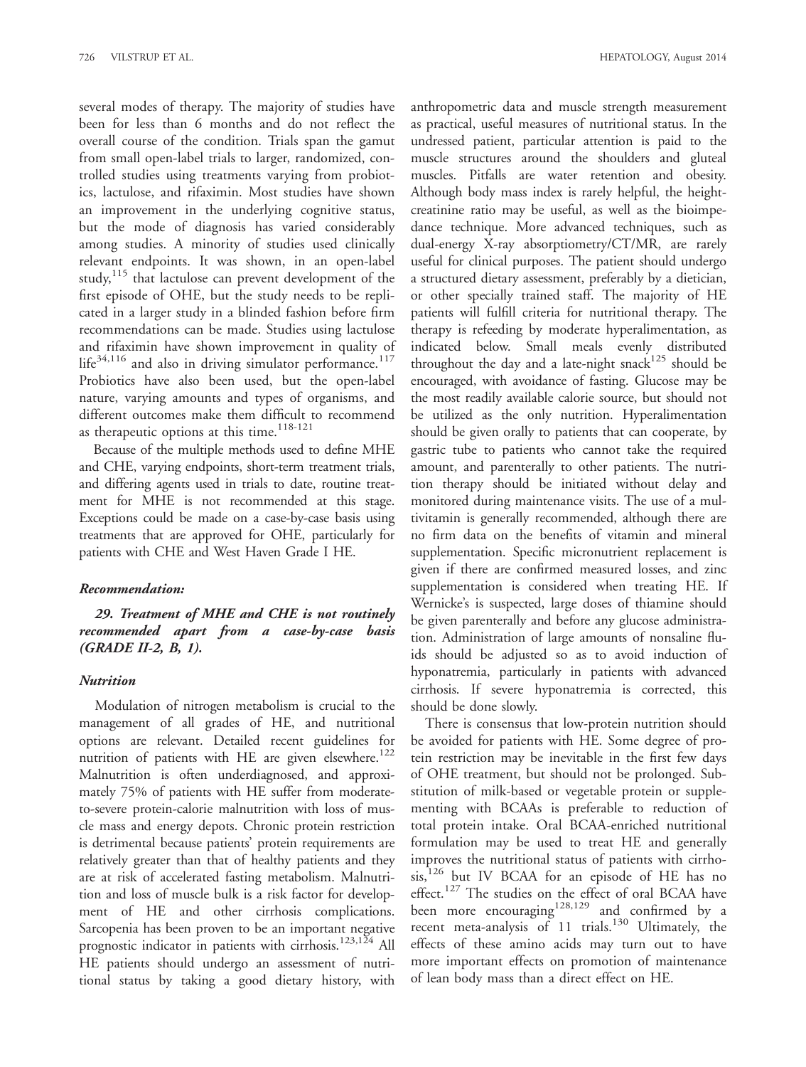several modes of therapy. The majority of studies have been for less than 6 months and do not reflect the overall course of the condition. Trials span the gamut from small open-label trials to larger, randomized, controlled studies using treatments varying from probiotics, lactulose, and rifaximin. Most studies have shown an improvement in the underlying cognitive status, but the mode of diagnosis has varied considerably among studies. A minority of studies used clinically relevant endpoints. It was shown, in an open-label study,[115] that lactulose can prevent development of the first episode of OHE, but the study needs to be replicated in a larger study in a blinded fashion before firm recommendations can be made. Studies using lactulose and rifaximin have shown improvement in quality of life[34,116] and also in driving simulator performance.[117] Probiotics have also been used, but the open-label nature, varying amounts and types of organisms, and different outcomes make them difficult to recommend as therapeutic options at this time.[118-121]

Because of the multiple methods used to define MHE and CHE, varying endpoints, short-term treatment trials, and differing agents used in trials to date, routine treatment for MHE is not recommended at this stage. Exceptions could be made on a case-by-case basis using treatments that are approved for OHE, particularly for patients with CHE and West Haven Grade I HE.

### *Recommendation:*

***29. Treatment of MHE and CHE is not routinely recommended apart from a case-by-case basis (GRADE II-2, B, 1).***

### *Nutrition*

Modulation of nitrogen metabolism is crucial to the management of all grades of HE, and nutritional options are relevant. Detailed recent guidelines for nutrition of patients with HE are given elsewhere.[122] Malnutrition is often underdiagnosed, and approximately 75% of patients with HE suffer from moderate-to-severe protein-calorie malnutrition with loss of muscle mass and energy depots. Chronic protein restriction is detrimental because patients' protein requirements are relatively greater than that of healthy patients and they are at risk of accelerated fasting metabolism. Malnutrition and loss of muscle bulk is a risk factor for development of HE and other cirrhosis complications. Sarcopenia has been proven to be an important negative prognostic indicator in patients with cirrhosis.[123,124] All HE patients should undergo an assessment of nutritional status by taking a good dietary history, with anthropometric data and muscle strength measurement as practical, useful measures of nutritional status. In the undressed patient, particular attention is paid to the muscle structures around the shoulders and gluteal muscles. Pitfalls are water retention and obesity. Although body mass index is rarely helpful, the height-creatinine ratio may be useful, as well as the bioimpedance technique. More advanced techniques, such as dual-energy X-ray absorptiometry/CT/MR, are rarely useful for clinical purposes. The patient should undergo a structured dietary assessment, preferably by a dietician, or other specially trained staff. The majority of HE patients will fulfill criteria for nutritional therapy. The therapy is refeeding by moderate hyperalimentation, as indicated below. Small meals evenly distributed throughout the day and a late-night snack[125] should be encouraged, with avoidance of fasting. Glucose may be the most readily available calorie source, but should not be utilized as the only nutrition. Hyperalimentation should be given orally to patients that can cooperate, by gastric tube to patients who cannot take the required amount, and parenterally to other patients. The nutrition therapy should be initiated without delay and monitored during maintenance visits. The use of a multivitamin is generally recommended, although there are no firm data on the benefits of vitamin and mineral supplementation. Specific micronutrient replacement is given if there are confirmed measured losses, and zinc supplementation is considered when treating HE. If Wernicke's is suspected, large doses of thiamine should be given parenterally and before any glucose administration. Administration of large amounts of nonsaline fluids should be adjusted so as to avoid induction of hyponatremia, particularly in patients with advanced cirrhosis. If severe hyponatremia is corrected, this should be done slowly.

There is consensus that low-protein nutrition should be avoided for patients with HE. Some degree of protein restriction may be inevitable in the first few days of OHE treatment, but should not be prolonged. Substitution of milk-based or vegetable protein or supplementing with BCAAs is preferable to reduction of total protein intake. Oral BCAA-enriched nutritional formulation may be used to treat HE and generally improves the nutritional status of patients with cirrhosis,[126] but IV BCAA for an episode of HE has no effect.[127] The studies on the effect of oral BCAA have been more encouraging[128,129] and confirmed by a recent meta-analysis of 11 trials.[130] Ultimately, the effects of these amino acids may turn out to have more important effects on promotion of maintenance of lean body mass than a direct effect on HE.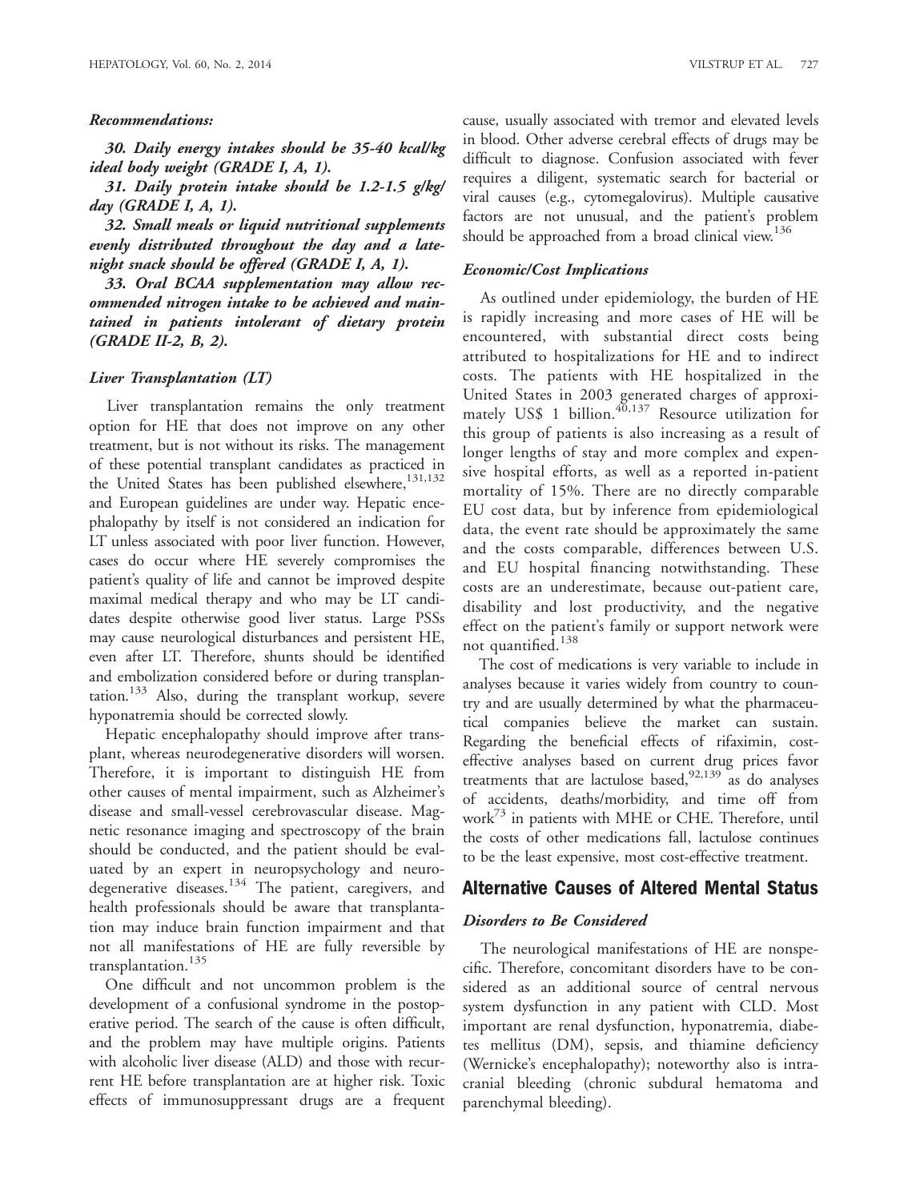***Recommendations:***

***30. Daily energy intakes should be 35-40 kcal/kg ideal body weight (GRADE I, A, 1).***

***31. Daily protein intake should be 1.2-1.5 g/kg/day (GRADE I, A, 1).***

***32. Small meals or liquid nutritional supplements evenly distributed throughout the day and a late-night snack should be offered (GRADE I, A, 1).***

***33. Oral BCAA supplementation may allow recommended nitrogen intake to be achieved and maintained in patients intolerant of dietary protein (GRADE II-2, B, 2).***

### *Liver Transplantation (LT)*

Liver transplantation remains the only treatment option for HE that does not improve on any other treatment, but is not without its risks. The management of these potential transplant candidates as practiced in the United States has been published elsewhere,[131,132] and European guidelines are under way. Hepatic encephalopathy by itself is not considered an indication for LT unless associated with poor liver function. However, cases do occur where HE severely compromises the patient's quality of life and cannot be improved despite maximal medical therapy and who may be LT candidates despite otherwise good liver status. Large PSSs may cause neurological disturbances and persistent HE, even after LT. Therefore, shunts should be identified and embolization considered before or during transplantation.[133] Also, during the transplant workup, severe hyponatremia should be corrected slowly.

Hepatic encephalopathy should improve after transplant, whereas neurodegenerative disorders will worsen. Therefore, it is important to distinguish HE from other causes of mental impairment, such as Alzheimer's disease and small-vessel cerebrovascular disease. Magnetic resonance imaging and spectroscopy of the brain should be conducted, and the patient should be evaluated by an expert in neuropsychology and neurodegenerative diseases.[134] The patient, caregivers, and health professionals should be aware that transplantation may induce brain function impairment and that not all manifestations of HE are fully reversible by transplantation.[135]

One difficult and not uncommon problem is the development of a confusional syndrome in the postoperative period. The search of the cause is often difficult, and the problem may have multiple origins. Patients with alcoholic liver disease (ALD) and those with recurrent HE before transplantation are at higher risk. Toxic effects of immunosuppressant drugs are a frequent cause, usually associated with tremor and elevated levels in blood. Other adverse cerebral effects of drugs may be difficult to diagnose. Confusion associated with fever requires a diligent, systematic search for bacterial or viral causes (e.g., cytomegalovirus). Multiple causative factors are not unusual, and the patient's problem should be approached from a broad clinical view.[136]

### *Economic/Cost Implications*

As outlined under epidemiology, the burden of HE is rapidly increasing and more cases of HE will be encountered, with substantial direct costs being attributed to hospitalizations for HE and to indirect costs. The patients with HE hospitalized in the United States in 2003 generated charges of approximately US$ 1 billion.[40,137] Resource utilization for this group of patients is also increasing as a result of longer lengths of stay and more complex and expensive hospital efforts, as well as a reported in-patient mortality of 15%. There are no directly comparable EU cost data, but by inference from epidemiological data, the event rate should be approximately the same and the costs comparable, differences between U.S. and EU hospital financing notwithstanding. These costs are an underestimate, because out-patient care, disability and lost productivity, and the negative effect on the patient's family or support network were not quantified.[138]

The cost of medications is very variable to include in analyses because it varies widely from country to country and are usually determined by what the pharmaceutical companies believe the market can sustain. Regarding the beneficial effects of rifaximin, cost-effective analyses based on current drug prices favor treatments that are lactulose based,[92,139] as do analyses of accidents, deaths/morbidity, and time off from work[73] in patients with MHE or CHE. Therefore, until the costs of other medications fall, lactulose continues to be the least expensive, most cost-effective treatment.

## Alternative Causes of Altered Mental Status

### *Disorders to Be Considered*

The neurological manifestations of HE are nonspecific. Therefore, concomitant disorders have to be considered as an additional source of central nervous system dysfunction in any patient with CLD. Most important are renal dysfunction, hyponatremia, diabetes mellitus (DM), sepsis, and thiamine deficiency (Wernicke's encephalopathy); noteworthy also is intracranial bleeding (chronic subdural hematoma and parenchymal bleeding).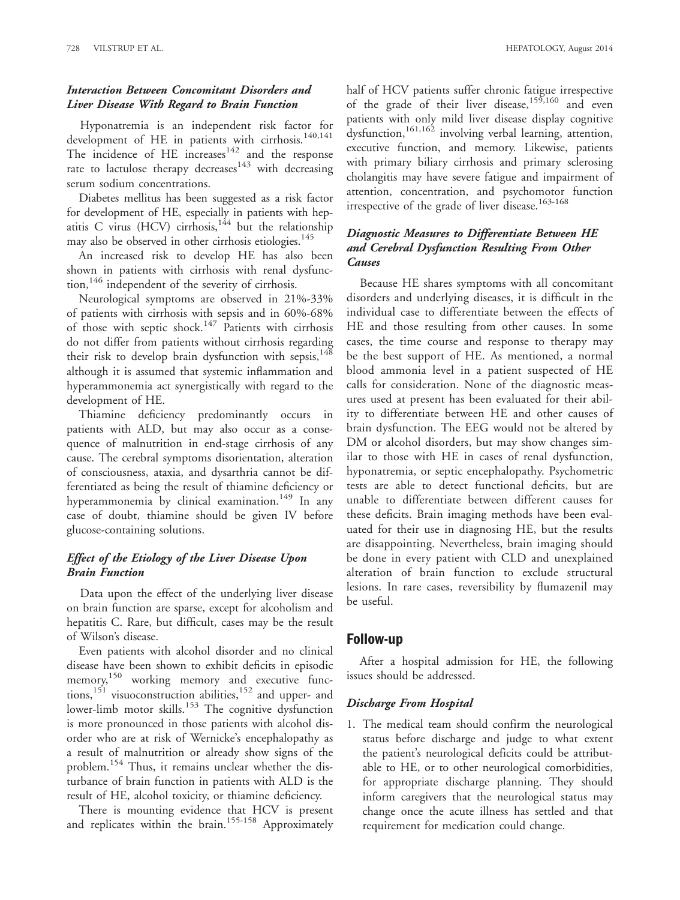### *Interaction Between Concomitant Disorders and Liver Disease With Regard to Brain Function*

Hyponatremia is an independent risk factor for development of HE in patients with cirrhosis.[140,141] The incidence of HE increases[142] and the response rate to lactulose therapy decreases[143] with decreasing serum sodium concentrations.

Diabetes mellitus has been suggested as a risk factor for development of HE, especially in patients with hepatitis C virus (HCV) cirrhosis,[144] but the relationship may also be observed in other cirrhosis etiologies.[145]

An increased risk to develop HE has also been shown in patients with cirrhosis with renal dysfunction,[146] independent of the severity of cirrhosis.

Neurological symptoms are observed in 21%-33% of patients with cirrhosis with sepsis and in 60%-68% of those with septic shock.[147] Patients with cirrhosis do not differ from patients without cirrhosis regarding their risk to develop brain dysfunction with sepsis,[148] although it is assumed that systemic inflammation and hyperammonemia act synergistically with regard to the development of HE.

Thiamine deficiency predominantly occurs in patients with ALD, but may also occur as a consequence of malnutrition in end-stage cirrhosis of any cause. The cerebral symptoms disorientation, alteration of consciousness, ataxia, and dysarthria cannot be differentiated as being the result of thiamine deficiency or hyperammonemia by clinical examination.[149] In any case of doubt, thiamine should be given IV before glucose-containing solutions.

### *Effect of the Etiology of the Liver Disease Upon Brain Function*

Data upon the effect of the underlying liver disease on brain function are sparse, except for alcoholism and hepatitis C. Rare, but difficult, cases may be the result of Wilson's disease.

Even patients with alcohol disorder and no clinical disease have been shown to exhibit deficits in episodic memory,[150] working memory and executive functions,[151] visuoconstruction abilities,[152] and upper- and lower-limb motor skills.[153] The cognitive dysfunction is more pronounced in those patients with alcohol disorder who are at risk of Wernicke's encephalopathy as a result of malnutrition or already show signs of the problem.[154] Thus, it remains unclear whether the disturbance of brain function in patients with ALD is the result of HE, alcohol toxicity, or thiamine deficiency.

There is mounting evidence that HCV is present and replicates within the brain.[155-158] Approximately half of HCV patients suffer chronic fatigue irrespective of the grade of their liver disease,[159,160] and even patients with only mild liver disease display cognitive dysfunction,[161,162] involving verbal learning, attention, executive function, and memory. Likewise, patients with primary biliary cirrhosis and primary sclerosing cholangitis may have severe fatigue and impairment of attention, concentration, and psychomotor function irrespective of the grade of liver disease.[163-168]

### *Diagnostic Measures to Differentiate Between HE and Cerebral Dysfunction Resulting From Other Causes*

Because HE shares symptoms with all concomitant disorders and underlying diseases, it is difficult in the individual case to differentiate between the effects of HE and those resulting from other causes. In some cases, the time course and response to therapy may be the best support of HE. As mentioned, a normal blood ammonia level in a patient suspected of HE calls for consideration. None of the diagnostic measures used at present has been evaluated for their ability to differentiate between HE and other causes of brain dysfunction. The EEG would not be altered by DM or alcohol disorders, but may show changes similar to those with HE in cases of renal dysfunction, hyponatremia, or septic encephalopathy. Psychometric tests are able to detect functional deficits, but are unable to differentiate between different causes for these deficits. Brain imaging methods have been evaluated for their use in diagnosing HE, but the results are disappointing. Nevertheless, brain imaging should be done in every patient with CLD and unexplained alteration of brain function to exclude structural lesions. In rare cases, reversibility by flumazenil may be useful.

## Follow-up

After a hospital admission for HE, the following issues should be addressed.

### *Discharge From Hospital*

1. The medical team should confirm the neurological status before discharge and judge to what extent the patient's neurological deficits could be attributable to HE, or to other neurological comorbidities, for appropriate discharge planning. They should inform caregivers that the neurological status may change once the acute illness has settled and that requirement for medication could change.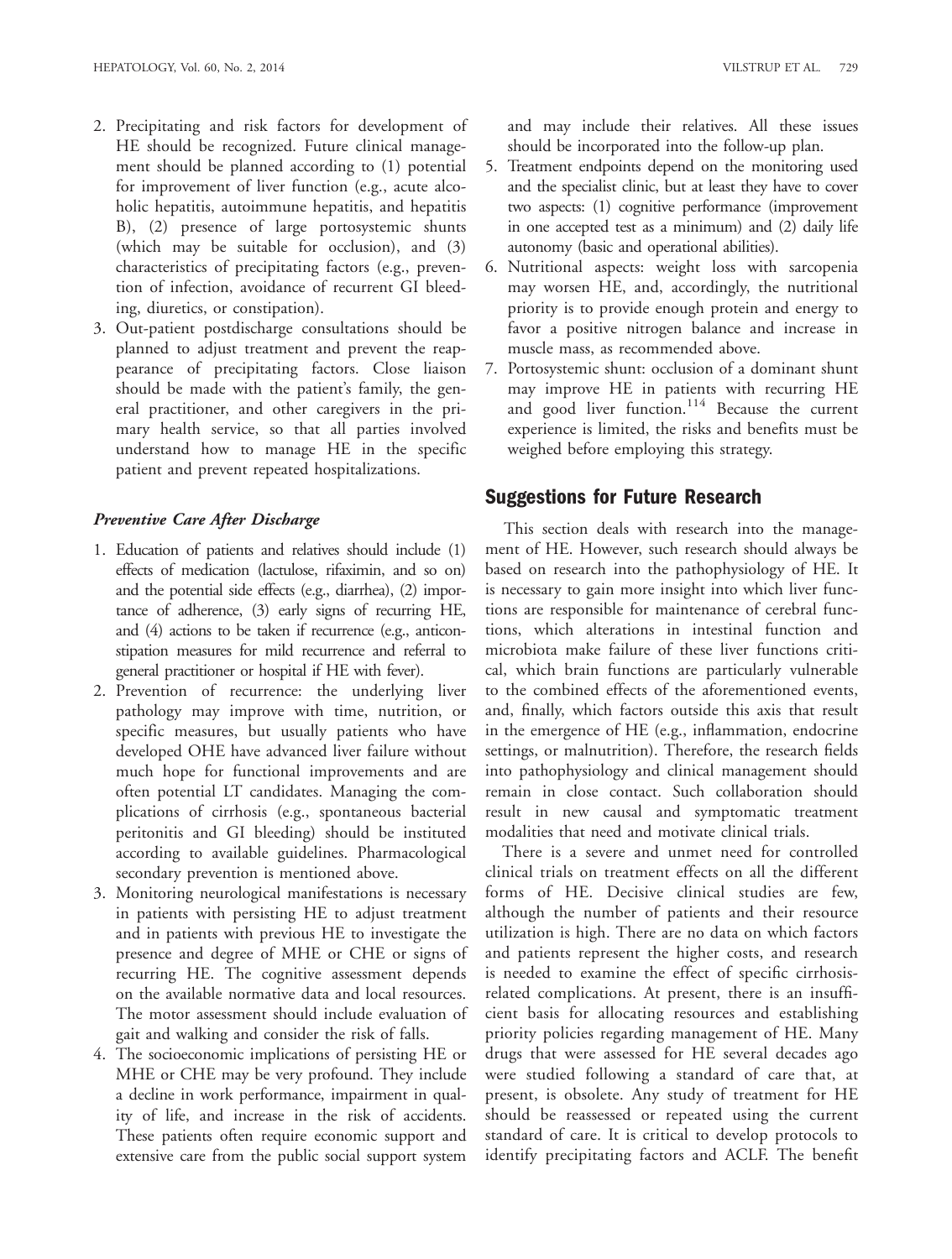2. Precipitating and risk factors for development of HE should be recognized. Future clinical management should be planned according to (1) potential for improvement of liver function (e.g., acute alcoholic hepatitis, autoimmune hepatitis, and hepatitis B), (2) presence of large portosystemic shunts (which may be suitable for occlusion), and (3) characteristics of precipitating factors (e.g., prevention of infection, avoidance of recurrent GI bleeding, diuretics, or constipation).
3. Out-patient postdischarge consultations should be planned to adjust treatment and prevent the reappearance of precipitating factors. Close liaison should be made with the patient's family, the general practitioner, and other caregivers in the primary health service, so that all parties involved understand how to manage HE in the specific patient and prevent repeated hospitalizations.

#### *Preventive Care After Discharge*

1. Education of patients and relatives should include (1) effects of medication (lactulose, rifaximin, and so on) and the potential side effects (e.g., diarrhea), (2) importance of adherence, (3) early signs of recurring HE, and (4) actions to be taken if recurrence (e.g., anticonstipation measures for mild recurrence and referral to general practitioner or hospital if HE with fever).
2. Prevention of recurrence: the underlying liver pathology may improve with time, nutrition, or specific measures, but usually patients who have developed OHE have advanced liver failure without much hope for functional improvements and are often potential LT candidates. Managing the complications of cirrhosis (e.g., spontaneous bacterial peritonitis and GI bleeding) should be instituted according to available guidelines. Pharmacological secondary prevention is mentioned above.
3. Monitoring neurological manifestations is necessary in patients with persisting HE to adjust treatment and in patients with previous HE to investigate the presence and degree of MHE or CHE or signs of recurring HE. The cognitive assessment depends on the available normative data and local resources. The motor assessment should include evaluation of gait and walking and consider the risk of falls.
4. The socioeconomic implications of persisting HE or MHE or CHE may be very profound. They include a decline in work performance, impairment in quality of life, and increase in the risk of accidents. These patients often require economic support and extensive care from the public social support system and may include their relatives. All these issues should be incorporated into the follow-up plan.
5. Treatment endpoints depend on the monitoring used and the specialist clinic, but at least they have to cover two aspects: (1) cognitive performance (improvement in one accepted test as a minimum) and (2) daily life autonomy (basic and operational abilities).
6. Nutritional aspects: weight loss with sarcopenia may worsen HE, and, accordingly, the nutritional priority is to provide enough protein and energy to favor a positive nitrogen balance and increase in muscle mass, as recommended above.
7. Portosystemic shunt: occlusion of a dominant shunt may improve HE in patients with recurring HE and good liver function.[114] Because the current experience is limited, the risks and benefits must be weighed before employing this strategy.

## Suggestions for Future Research

This section deals with research into the management of HE. However, such research should always be based on research into the pathophysiology of HE. It is necessary to gain more insight into which liver functions are responsible for maintenance of cerebral functions, which alterations in intestinal function and microbiota make failure of these liver functions critical, which brain functions are particularly vulnerable to the combined effects of the aforementioned events, and, finally, which factors outside this axis that result in the emergence of HE (e.g., inflammation, endocrine settings, or malnutrition). Therefore, the research fields into pathophysiology and clinical management should remain in close contact. Such collaboration should result in new causal and symptomatic treatment modalities that need and motivate clinical trials.

There is a severe and unmet need for controlled clinical trials on treatment effects on all the different forms of HE. Decisive clinical studies are few, although the number of patients and their resource utilization is high. There are no data on which factors and patients represent the higher costs, and research is needed to examine the effect of specific cirrhosis-related complications. At present, there is an insufficient basis for allocating resources and establishing priority policies regarding management of HE. Many drugs that were assessed for HE several decades ago were studied following a standard of care that, at present, is obsolete. Any study of treatment for HE should be reassessed or repeated using the current standard of care. It is critical to develop protocols to identify precipitating factors and ACLF. The benefit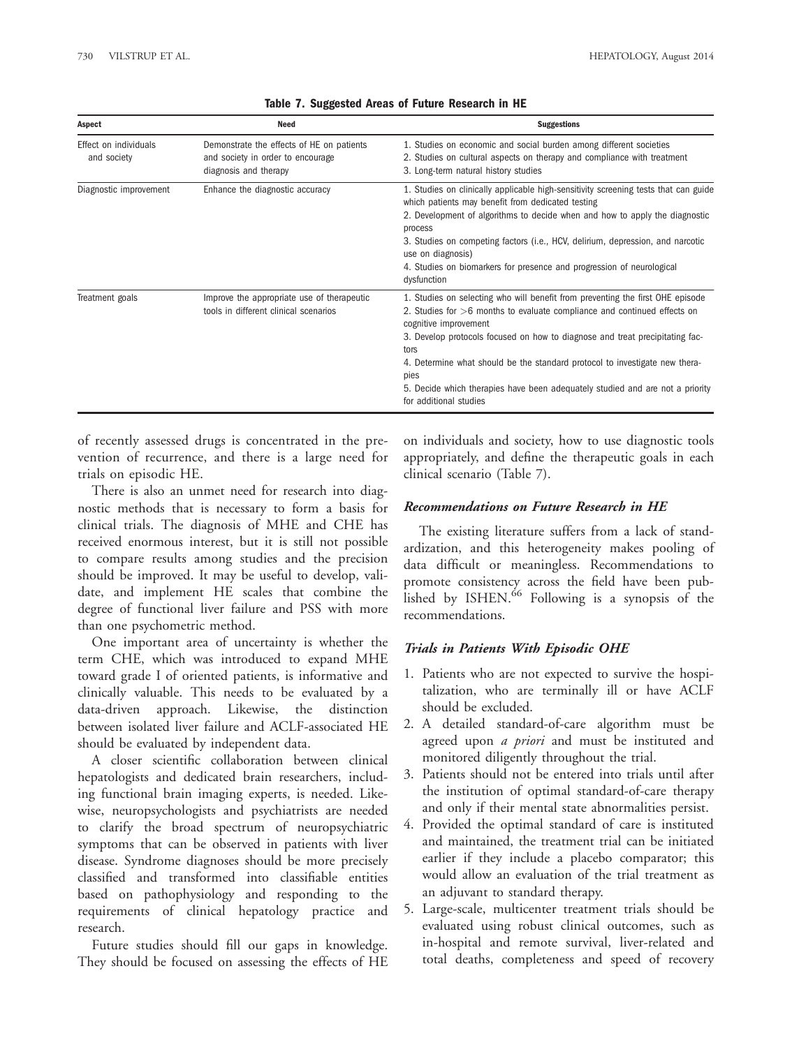**Table 7. Suggested Areas of Future Research in HE**

| Aspect | Need | Suggestions |
|---|---|---|
| Effect on individuals and society | Demonstrate the effects of HE on patients and society in order to encourage diagnosis and therapy | 1. Studies on economic and social burden among different societies<br>2. Studies on cultural aspects on therapy and compliance with treatment<br>3. Long-term natural history studies |
| Diagnostic improvement | Enhance the diagnostic accuracy | 1. Studies on clinically applicable high-sensitivity screening tests that can guide which patients may benefit from dedicated testing<br>2. Development of algorithms to decide when and how to apply the diagnostic process<br>3. Studies on competing factors (i.e., HCV, delirium, depression, and narcotic use on diagnosis)<br>4. Studies on biomarkers for presence and progression of neurological dysfunction |
| Treatment goals | Improve the appropriate use of therapeutic tools in different clinical scenarios | 1. Studies on selecting who will benefit from preventing the first OHE episode<br>2. Studies for >6 months to evaluate compliance and continued effects on cognitive improvement<br>3. Develop protocols focused on how to diagnose and treat precipitating factors<br>4. Determine what should be the standard protocol to investigate new therapies<br>5. Decide which therapies have been adequately studied and are not a priority for additional studies |

of recently assessed drugs is concentrated in the prevention of recurrence, and there is a large need for trials on episodic HE.

There is also an unmet need for research into diagnostic methods that is necessary to form a basis for clinical trials. The diagnosis of MHE and CHE has received enormous interest, but it is still not possible to compare results among studies and the precision should be improved. It may be useful to develop, validate, and implement HE scales that combine the degree of functional liver failure and PSS with more than one psychometric method.

One important area of uncertainty is whether the term CHE, which was introduced to expand MHE toward grade I of oriented patients, is informative and clinically valuable. This needs to be evaluated by a data-driven approach. Likewise, the distinction between isolated liver failure and ACLF-associated HE should be evaluated by independent data.

A closer scientific collaboration between clinical hepatologists and dedicated brain researchers, including functional brain imaging experts, is needed. Likewise, neuropsychologists and psychiatrists are needed to clarify the broad spectrum of neuropsychiatric symptoms that can be observed in patients with liver disease. Syndrome diagnoses should be more precisely classified and transformed into classifiable entities based on pathophysiology and responding to the requirements of clinical hepatology practice and research.

Future studies should fill our gaps in knowledge. They should be focused on assessing the effects of HE on individuals and society, how to use diagnostic tools appropriately, and define the therapeutic goals in each clinical scenario (Table 7).

### *Recommendations on Future Research in HE*

The existing literature suffers from a lack of standardization, and this heterogeneity makes pooling of data difficult or meaningless. Recommendations to promote consistency across the field have been published by ISHEN.[66] Following is a synopsis of the recommendations.

### *Trials in Patients With Episodic OHE*

1. Patients who are not expected to survive the hospitalization, who are terminally ill or have ACLF should be excluded.
2. A detailed standard-of-care algorithm must be agreed upon *a priori* and must be instituted and monitored diligently throughout the trial.
3. Patients should not be entered into trials until after the institution of optimal standard-of-care therapy and only if their mental state abnormalities persist.
4. Provided the optimal standard of care is instituted and maintained, the treatment trial can be initiated earlier if they include a placebo comparator; this would allow an evaluation of the trial treatment as an adjuvant to standard therapy.
5. Large-scale, multicenter treatment trials should be evaluated using robust clinical outcomes, such as in-hospital and remote survival, liver-related and total deaths, completeness and speed of recovery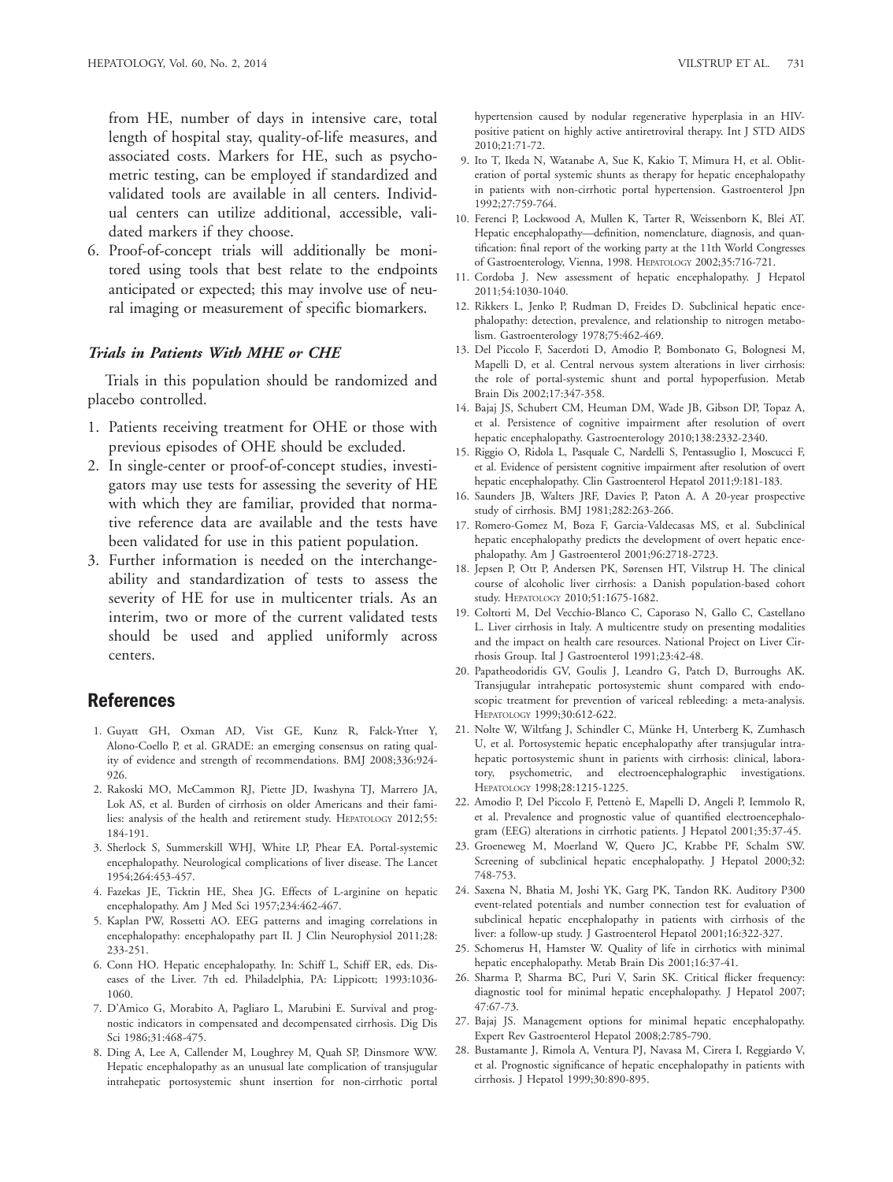from HE, number of days in intensive care, total length of hospital stay, quality-of-life measures, and associated costs. Markers for HE, such as psychometric testing, can be employed if standardized and validated tools are available in all centers. Individual centers can utilize additional, accessible, validated markers if they choose.

6. Proof-of-concept trials will additionally be monitored using tools that best relate to the endpoints anticipated or expected; this may involve use of neural imaging or measurement of specific biomarkers.

### *Trials in Patients With MHE or CHE*

Trials in this population should be randomized and placebo controlled.

1. Patients receiving treatment for OHE or those with previous episodes of OHE should be excluded.
2. In single-center or proof-of-concept studies, investigators may use tests for assessing the severity of HE with which they are familiar, provided that normative reference data are available and the tests have been validated for use in this patient population.
3. Further information is needed on the interchangeability and standardization of tests to assess the severity of HE for use in multicenter trials. As an interim, two or more of the current validated tests should be used and applied uniformly across centers.

## References

1. Guyatt GH, Oxman AD, Vist GE, Kunz R, Falck-Ytter Y, Alono-Coello P, et al. GRADE: an emerging consensus on rating quality of evidence and strength of recommendations. BMJ 2008;336:924-926.
2. Rakoski MO, McCammon RJ, Piette JD, Iwashyna TJ, Marrero JA, Lok AS, et al. Burden of cirrhosis on older Americans and their families: analysis of the health and retirement study. HEPATOLOGY 2012;55:184-191.
3. Sherlock S, Summerskill WHJ, White LP, Phear EA. Portal-systemic encephalopathy. Neurological complications of liver disease. The Lancet 1954;264:453-457.
4. Fazekas JE, Ticktin HE, Shea JG. Effects of L-arginine on hepatic encephalopathy. Am J Med Sci 1957;234:462-467.
5. Kaplan PW, Rossetti AO. EEG patterns and imaging correlations in encephalopathy: encephalopathy part II. J Clin Neurophysiol 2011;28:233-251.
6. Conn HO. Hepatic encephalopathy. In: Schiff L, Schiff ER, eds. Diseases of the Liver. 7th ed. Philadelphia, PA: Lippicott; 1993:1036-1060.
7. D'Amico G, Morabito A, Pagliaro L, Marubini E. Survival and prognostic indicators in compensated and decompensated cirrhosis. Dig Dis Sci 1986;31:468-475.
8. Ding A, Lee A, Callender M, Loughrey M, Quah SP, Dinsmore WW. Hepatic encephalopathy as an unusual late complication of transjugular intrahepatic portosystemic shunt insertion for non-cirrhotic portal hypertension caused by nodular regenerative hyperplasia in an HIV-positive patient on highly active antiretroviral therapy. Int J STD AIDS 2010;21:71-72.
9. Ito T, Ikeda N, Watanabe A, Sue K, Kakio T, Mimura H, et al. Obliteration of portal systemic shunts as therapy for hepatic encephalopathy in patients with non-cirrhotic portal hypertension. Gastroenterol Jpn 1992;27:759-764.
10. Ferenci P, Lockwood A, Mullen K, Tarter R, Weissenborn K, Blei AT. Hepatic encephalopathy—definition, nomenclature, diagnosis, and quantification: final report of the working party at the 11th World Congresses of Gastroenterology, Vienna, 1998. HEPATOLOGY 2002;35:716-721.
11. Cordoba J. New assessment of hepatic encephalopathy. J Hepatol 2011;54:1030-1040.
12. Rikkers L, Jenko P, Rudman D, Freides D. Subclinical hepatic encephalopathy: detection, prevalence, and relationship to nitrogen metabolism. Gastroenterology 1978;75:462-469.
13. Del Piccolo F, Sacerdoti D, Amodio P, Bombonato G, Bolognesi M, Mapelli D, et al. Central nervous system alterations in liver cirrhosis: the role of portal-systemic shunt and portal hypoperfusion. Metab Brain Dis 2002;17:347-358.
14. Bajaj JS, Schubert CM, Heuman DM, Wade JB, Gibson DP, Topaz A, et al. Persistence of cognitive impairment after resolution of overt hepatic encephalopathy. Gastroenterology 2010;138:2332-2340.
15. Riggio O, Ridola L, Pasquale C, Nardelli S, Pentassuglio I, Moscucci F, et al. Evidence of persistent cognitive impairment after resolution of overt hepatic encephalopathy. Clin Gastroenterol Hepatol 2011;9:181-183.
16. Saunders JB, Walters JRF, Davies P, Paton A. A 20-year prospective study of cirrhosis. BMJ 1981;282:263-266.
17. Romero-Gomez M, Boza F, Garcia-Valdecasas MS, et al. Subclinical hepatic encephalopathy predicts the development of overt hepatic encephalopathy. Am J Gastroenterol 2001;96:2718-2723.
18. Jepsen P, Ott P, Andersen PK, Sørensen HT, Vilstrup H. The clinical course of alcoholic liver cirrhosis: a Danish population-based cohort study. HEPATOLOGY 2010;51:1675-1682.
19. Coltorti M, Del Vecchio-Blanco C, Caporaso N, Gallo C, Castellano L. Liver cirrhosis in Italy. A multicentre study on presenting modalities and the impact on health care resources. National Project on Liver Cirrhosis Group. Ital J Gastroenterol 1991;23:42-48.
20. Papatheodoridis GV, Goulis J, Leandro G, Patch D, Burroughs AK. Transjugular intrahepatic portosystemic shunt compared with endoscopic treatment for prevention of variceal rebleeding: a meta-analysis. HEPATOLOGY 1999;30:612-622.
21. Nolte W, Wiltfang J, Schindler C, Münke H, Unterberg K, Zumhasch U, et al. Portosystemic hepatic encephalopathy after transjugular intrahepatic portosystemic shunt in patients with cirrhosis: clinical, laboratory, psychometric, and electroencephalographic investigations. HEPATOLOGY 1998;28:1215-1225.
22. Amodio P, Del Piccolo F, Pettenò E, Mapelli D, Angeli P, Iemmolo R, et al. Prevalence and prognostic value of quantified electroencephalogram (EEG) alterations in cirrhotic patients. J Hepatol 2001;35:37-45.
23. Groeneweg M, Moerland W, Quero JC, Krabbe PF, Schalm SW. Screening of subclinical hepatic encephalopathy. J Hepatol 2000;32:748-753.
24. Saxena N, Bhatia M, Joshi YK, Garg PK, Tandon RK. Auditory P300 event-related potentials and number connection test for evaluation of subclinical hepatic encephalopathy in patients with cirrhosis of the liver: a follow-up study. J Gastroenterol Hepatol 2001;16:322-327.
25. Schomerus H, Hamster W. Quality of life in cirrhotics with minimal hepatic encephalopathy. Metab Brain Dis 2001;16:37-41.
26. Sharma P, Sharma BC, Puri V, Sarin SK. Critical flicker frequency: diagnostic tool for minimal hepatic encephalopathy. J Hepatol 2007;47:67-73.
27. Bajaj JS. Management options for minimal hepatic encephalopathy. Expert Rev Gastroenterol Hepatol 2008;2:785-790.
28. Bustamante J, Rimola A, Ventura PJ, Navasa M, Cirera I, Reggiardo V, et al. Prognostic significance of hepatic encephalopathy in patients with cirrhosis. J Hepatol 1999;30:890-895.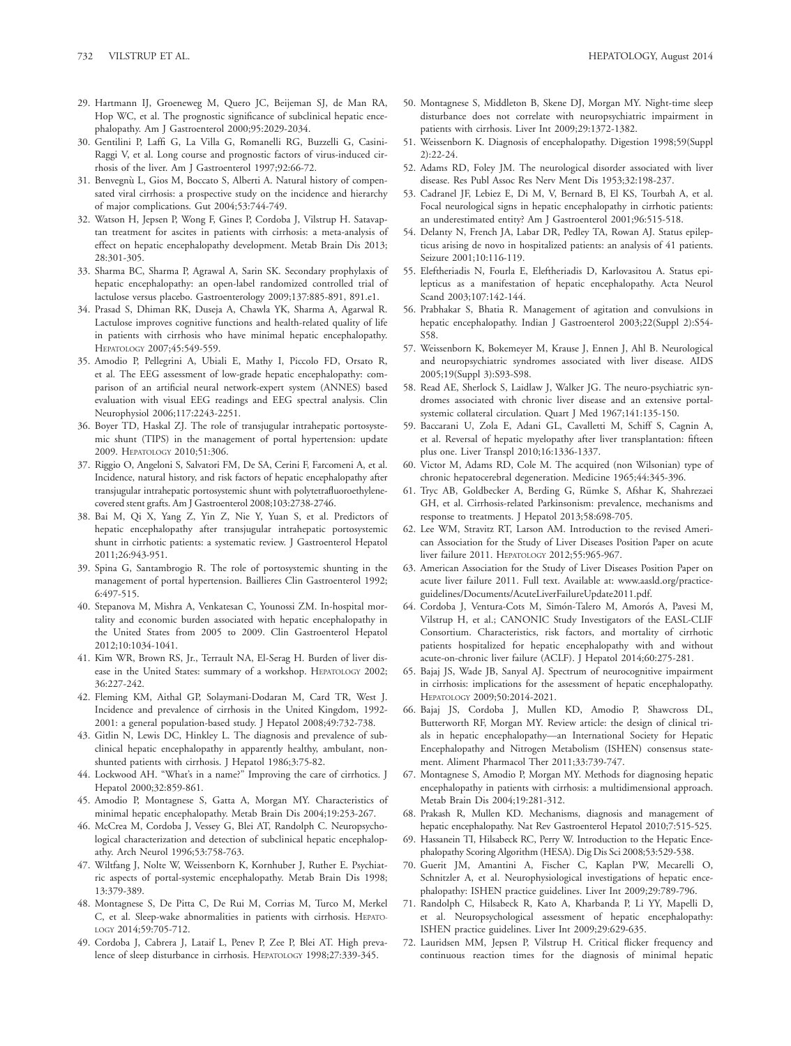29. Hartmann IJ, Groeneweg M, Quero JC, Beijeman SJ, de Man RA, Hop WC, et al. The prognostic significance of subclinical hepatic encephalopathy. Am J Gastroenterol 2000;95:2029-2034.
30. Gentilini P, Laffi G, La Villa G, Romanelli RG, Buzzelli G, Casini-Raggi V, et al. Long course and prognostic factors of virus-induced cirrhosis of the liver. Am J Gastroenterol 1997;92:66-72.
31. Benvegnù L, Gios M, Boccato S, Alberti A. Natural history of compensated viral cirrhosis: a prospective study on the incidence and hierarchy of major complications. Gut 2004;53:744-749.
32. Watson H, Jepsen P, Wong F, Gines P, Cordoba J, Vilstrup H. Satavaptan treatment for ascites in patients with cirrhosis: a meta-analysis of effect on hepatic encephalopathy development. Metab Brain Dis 2013; 28:301-305.
33. Sharma BC, Sharma P, Agrawal A, Sarin SK. Secondary prophylaxis of hepatic encephalopathy: an open-label randomized controlled trial of lactulose versus placebo. Gastroenterology 2009;137:885-891, 891.e1.
34. Prasad S, Dhiman RK, Duseja A, Chawla YK, Sharma A, Agarwal R. Lactulose improves cognitive functions and health-related quality of life in patients with cirrhosis who have minimal hepatic encephalopathy. Hepatology 2007;45:549-559.
35. Amodio P, Pellegrini A, Ubiali E, Mathy I, Piccolo FD, Orsato R, et al. The EEG assessment of low-grade hepatic encephalopathy: comparison of an artificial neural network-expert system (ANNES) based evaluation with visual EEG readings and EEG spectral analysis. Clin Neurophysiol 2006;117:2243-2251.
36. Boyer TD, Haskal ZJ. The role of transjugular intrahepatic portosystemic shunt (TIPS) in the management of portal hypertension: update 2009. Hepatology 2010;51:306.
37. Riggio O, Angeloni S, Salvatori FM, De SA, Cerini F, Farcomeni A, et al. Incidence, natural history, and risk factors of hepatic encephalopathy after transjugular intrahepatic portosystemic shunt with polytetrafluoroethylene-covered stent grafts. Am J Gastroenterol 2008;103:2738-2746.
38. Bai M, Qi X, Yang Z, Yin Z, Nie Y, Yuan S, et al. Predictors of hepatic encephalopathy after transjugular intrahepatic portosystemic shunt in cirrhotic patients: a systematic review. J Gastroenterol Hepatol 2011;26:943-951.
39. Spina G, Santambrogio R. The role of portosystemic shunting in the management of portal hypertension. Baillieres Clin Gastroenterol 1992; 6:497-515.
40. Stepanova M, Mishra A, Venkatesan C, Younossi ZM. In-hospital mortality and economic burden associated with hepatic encephalopathy in the United States from 2005 to 2009. Clin Gastroenterol Hepatol 2012;10:1034-1041.
41. Kim WR, Brown RS, Jr., Terrault NA, El-Serag H. Burden of liver disease in the United States: summary of a workshop. Hepatology 2002; 36:227-242.
42. Fleming KM, Aithal GP, Solaymani-Dodaran M, Card TR, West J. Incidence and prevalence of cirrhosis in the United Kingdom, 1992-2001: a general population-based study. J Hepatol 2008;49:732-738.
43. Gitlin N, Lewis DC, Hinkley L. The diagnosis and prevalence of subclinical hepatic encephalopathy in apparently healthy, ambulant, non-shunted patients with cirrhosis. J Hepatol 1986;3:75-82.
44. Lockwood AH. "What's in a name?" Improving the care of cirrhotics. J Hepatol 2000;32:859-861.
45. Amodio P, Montagnese S, Gatta A, Morgan MY. Characteristics of minimal hepatic encephalopathy. Metab Brain Dis 2004;19:253-267.
46. McCrea M, Cordoba J, Vessey G, Blei AT, Randolph C. Neuropsychological characterization and detection of subclinical hepatic encephalopathy. Arch Neurol 1996;53:758-763.
47. Wiltfang J, Nolte W, Weissenborn K, Kornhuber J, Ruther E. Psychiatric aspects of portal-systemic encephalopathy. Metab Brain Dis 1998; 13:379-389.
48. Montagnese S, De Pitta C, De Rui M, Corrias M, Turco M, Merkel C, et al. Sleep-wake abnormalities in patients with cirrhosis. Hepatology 2014;59:705-712.
49. Cordoba J, Cabrera J, Lataif L, Penev P, Zee P, Blei AT. High prevalence of sleep disturbance in cirrhosis. Hepatology 1998;27:339-345.
50. Montagnese S, Middleton B, Skene DJ, Morgan MY. Night-time sleep disturbance does not correlate with neuropsychiatric impairment in patients with cirrhosis. Liver Int 2009;29:1372-1382.
51. Weissenborn K. Diagnosis of encephalopathy. Digestion 1998;59(Suppl 2):22-24.
52. Adams RD, Foley JM. The neurological disorder associated with liver disease. Res Publ Assoc Res Nerv Ment Dis 1953;32:198-237.
53. Cadranel JF, Lebiez E, Di M, V, Bernard B, El KS, Tourbah A, et al. Focal neurological signs in hepatic encephalopathy in cirrhotic patients: an underestimated entity? Am J Gastroenterol 2001;96:515-518.
54. Delanty N, French JA, Labar DR, Pedley TA, Rowan AJ. Status epilepticus arising de novo in hospitalized patients: an analysis of 41 patients. Seizure 2001;10:116-119.
55. Eleftheriadis N, Fourla E, Eleftheriadis D, Karlovasitou A. Status epilepticus as a manifestation of hepatic encephalopathy. Acta Neurol Scand 2003;107:142-144.
56. Prabhakar S, Bhatia R. Management of agitation and convulsions in hepatic encephalopathy. Indian J Gastroenterol 2003;22(Suppl 2):S54-S58.
57. Weissenborn K, Bokemeyer M, Krause J, Ennen J, Ahl B. Neurological and neuropsychiatric syndromes associated with liver disease. AIDS 2005;19(Suppl 3):S93-S98.
58. Read AE, Sherlock S, Laidlaw J, Walker JG. The neuro-psychiatric syndromes associated with chronic liver disease and an extensive portal-systemic collateral circulation. Quart J Med 1967;141:135-150.
59. Baccarani U, Zola E, Adani GL, Cavalletti M, Schiff S, Cagnin A, et al. Reversal of hepatic myelopathy after liver transplantation: fifteen plus one. Liver Transpl 2010;16:1336-1337.
60. Victor M, Adams RD, Cole M. The acquired (non Wilsonian) type of chronic hepatocerebral degeneration. Medicine 1965;44:345-396.
61. Tryc AB, Goldbecker A, Berding G, Rümke S, Afshar K, Shahrezaei GH, et al. Cirrhosis-related Parkinsonism: prevalence, mechanisms and response to treatments. J Hepatol 2013;58:698-705.
62. Lee WM, Stravitz RT, Larson AM. Introduction to the revised American Association for the Study of Liver Diseases Position Paper on acute liver failure 2011. Hepatology 2012;55:965-967.
63. American Association for the Study of Liver Diseases Position Paper on acute liver failure 2011. Full text. Available at: www.aasld.org/practice-guidelines/Documents/AcuteLiverFailureUpdate2011.pdf.
64. Cordoba J, Ventura-Cots M, Simón-Talero M, Amorós A, Pavesi M, Vilstrup H, et al.; CANONIC Study Investigators of the EASL-CLIF Consortium. Characteristics, risk factors, and mortality of cirrhotic patients hospitalized for hepatic encephalopathy with and without acute-on-chronic liver failure (ACLF). J Hepatol 2014;60:275-281.
65. Bajaj JS, Wade JB, Sanyal AJ. Spectrum of neurocognitive impairment in cirrhosis: implications for the assessment of hepatic encephalopathy. Hepatology 2009;50:2014-2021.
66. Bajaj JS, Cordoba J, Mullen KD, Amodio P, Shawcross DL, Butterworth RF, Morgan MY. Review article: the design of clinical trials in hepatic encephalopathy—an International Society for Hepatic Encephalopathy and Nitrogen Metabolism (ISHEN) consensus statement. Aliment Pharmacol Ther 2011;33:739-747.
67. Montagnese S, Amodio P, Morgan MY. Methods for diagnosing hepatic encephalopathy in patients with cirrhosis: a multidimensional approach. Metab Brain Dis 2004;19:281-312.
68. Prakash R, Mullen KD. Mechanisms, diagnosis and management of hepatic encephalopathy. Nat Rev Gastroenterol Hepatol 2010;7:515-525.
69. Hassanein TI, Hilsabeck RC, Perry W. Introduction to the Hepatic Encephalopathy Scoring Algorithm (HESA). Dig Dis Sci 2008;53:529-538.
70. Guerit JM, Amantini A, Fischer C, Kaplan PW, Mecarelli O, Schnitzler A, et al. Neurophysiological investigations of hepatic encephalopathy: ISHEN practice guidelines. Liver Int 2009;29:789-796.
71. Randolph C, Hilsabeck R, Kato A, Kharbanda P, Li YY, Mapelli D, et al. Neuropsychological assessment of hepatic encephalopathy: ISHEN practice guidelines. Liver Int 2009;29:629-635.
72. Lauridsen MM, Jepsen P, Vilstrup H. Critical flicker frequency and continuous reaction times for the diagnosis of minimal hepatic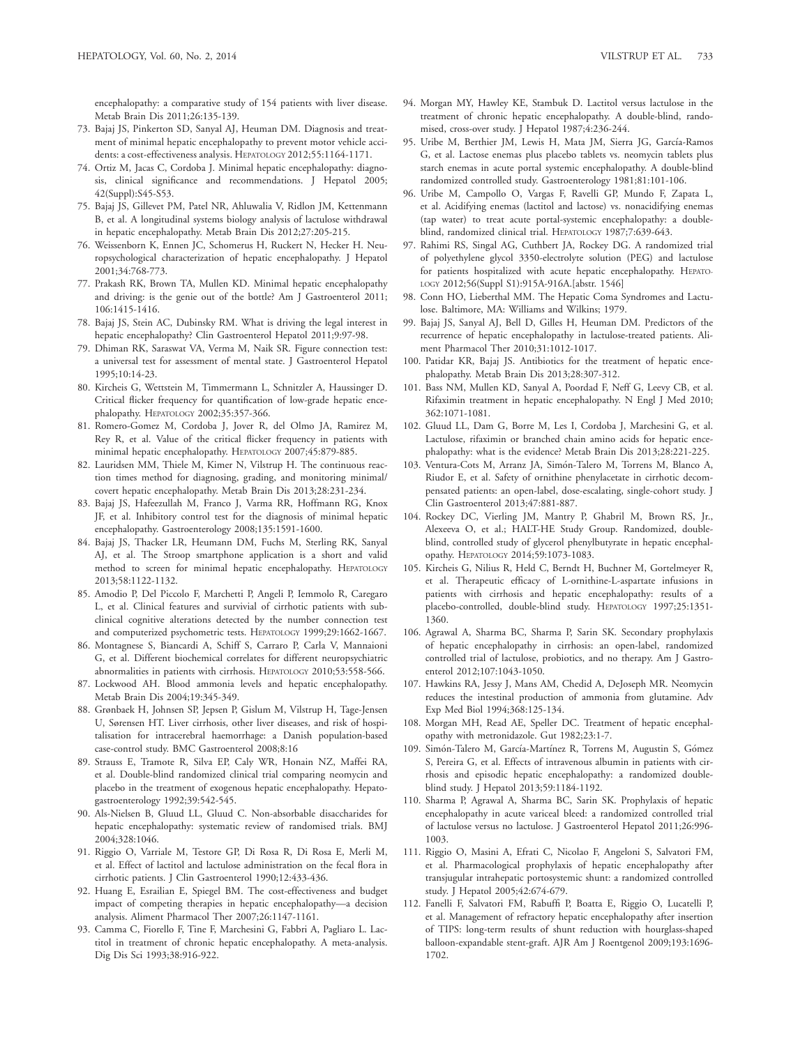encephalopathy: a comparative study of 154 patients with liver disease. Metab Brain Dis 2011;26:135-139.

73. Bajaj JS, Pinkerton SD, Sanyal AJ, Heuman DM. Diagnosis and treatment of minimal hepatic encephalopathy to prevent motor vehicle accidents: a cost-effectiveness analysis. HEPATOLOGY 2012;55:1164-1171.
74. Ortiz M, Jacas C, Cordoba J. Minimal hepatic encephalopathy: diagnosis, clinical significance and recommendations. J Hepatol 2005; 42(Suppl):S45-S53.
75. Bajaj JS, Gillevet PM, Patel NR, Ahluwalia V, Ridlon JM, Kettenmann B, et al. A longitudinal systems biology analysis of lactulose withdrawal in hepatic encephalopathy. Metab Brain Dis 2012;27:205-215.
76. Weissenborn K, Ennen JC, Schomerus H, Ruckert N, Hecker H. Neuropsychological characterization of hepatic encephalopathy. J Hepatol 2001;34:768-773.
77. Prakash RK, Brown TA, Mullen KD. Minimal hepatic encephalopathy and driving: is the genie out of the bottle? Am J Gastroenterol 2011; 106:1415-1416.
78. Bajaj JS, Stein AC, Dubinsky RM. What is driving the legal interest in hepatic encephalopathy? Clin Gastroenterol Hepatol 2011;9:97-98.
79. Dhiman RK, Saraswat VA, Verma M, Naik SR. Figure connection test: a universal test for assessment of mental state. J Gastroenterol Hepatol 1995;10:14-23.
80. Kircheis G, Wettstein M, Timmermann L, Schnitzler A, Haussinger D. Critical flicker frequency for quantification of low-grade hepatic encephalopathy. HEPATOLOGY 2002;35:357-366.
81. Romero-Gomez M, Cordoba J, Jover R, del Olmo JA, Ramirez M, Rey R, et al. Value of the critical flicker frequency in patients with minimal hepatic encephalopathy. HEPATOLOGY 2007;45:879-885.
82. Lauridsen MM, Thiele M, Kimer N, Vilstrup H. The continuous reaction times method for diagnosing, grading, and monitoring minimal/covert hepatic encephalopathy. Metab Brain Dis 2013;28:231-234.
83. Bajaj JS, Hafeezullah M, Franco J, Varma RR, Hoffmann RG, Knox JF, et al. Inhibitory control test for the diagnosis of minimal hepatic encephalopathy. Gastroenterology 2008;135:1591-1600.
84. Bajaj JS, Thacker LR, Heumann DM, Fuchs M, Sterling RK, Sanyal AJ, et al. The Stroop smartphone application is a short and valid method to screen for minimal hepatic encephalopathy. HEPATOLOGY 2013;58:1122-1132.
85. Amodio P, Del Piccolo F, Marchetti P, Angeli P, Iemmolo R, Caregaro L, et al. Clinical features and survivial of cirrhotic patients with subclinical cognitive alterations detected by the number connection test and computerized psychometric tests. HEPATOLOGY 1999;29:1662-1667.
86. Montagnese S, Biancardi A, Schiff S, Carraro P, Carla V, Mannaioni G, et al. Different biochemical correlates for different neuropsychiatric abnormalities in patients with cirrhosis. HEPATOLOGY 2010;53:558-566.
87. Lockwood AH. Blood ammonia levels and hepatic encephalopathy. Metab Brain Dis 2004;19:345-349.
88. Grønbaek H, Johnsen SP, Jepsen P, Gislum M, Vilstrup H, Tage-Jensen U, Sørensen HT. Liver cirrhosis, other liver diseases, and risk of hospitalisation for intracerebral haemorrhage: a Danish population-based case-control study. BMC Gastroenterol 2008;8:16
89. Strauss E, Tramote R, Silva EP, Caly WR, Honain NZ, Maffei RA, et al. Double-blind randomized clinical trial comparing neomycin and placebo in the treatment of exogenous hepatic encephalopathy. Hepatogastroenterology 1992;39:542-545.
90. Als-Nielsen B, Gluud LL, Gluud C. Non-absorbable disaccharides for hepatic encephalopathy: systematic review of randomised trials. BMJ 2004;328:1046.
91. Riggio O, Varriale M, Testore GP, Di Rosa R, Di Rosa E, Merli M, et al. Effect of lactitol and lactulose administration on the fecal flora in cirrhotic patients. J Clin Gastroenterol 1990;12:433-436.
92. Huang E, Esrailian E, Spiegel BM. The cost-effectiveness and budget impact of competing therapies in hepatic encephalopathy—a decision analysis. Aliment Pharmacol Ther 2007;26:1147-1161.
93. Camma C, Fiorello F, Tine F, Marchesini G, Fabbri A, Pagliaro L. Lactitol in treatment of chronic hepatic encephalopathy. A meta-analysis. Dig Dis Sci 1993;38:916-922.
94. Morgan MY, Hawley KE, Stambuk D. Lactitol versus lactulose in the treatment of chronic hepatic encephalopathy. A double-blind, randomised, cross-over study. J Hepatol 1987;4:236-244.
95. Uribe M, Berthier JM, Lewis H, Mata JM, Sierra JG, García-Ramos G, et al. Lactose enemas plus placebo tablets vs. neomycin tablets plus starch enemas in acute portal systemic encephalopathy. A double-blind randomized controlled study. Gastroenterology 1981;81:101-106.
96. Uribe M, Campollo O, Vargas F, Ravelli GP, Mundo F, Zapata L, et al. Acidifying enemas (lactitol and lactose) vs. nonacidifying enemas (tap water) to treat acute portal-systemic encephalopathy: a double-blind, randomized clinical trial. HEPATOLOGY 1987;7:639-643.
97. Rahimi RS, Singal AG, Cuthbert JA, Rockey DG. A randomized trial of polyethylene glycol 3350-electrolyte solution (PEG) and lactulose for patients hospitalized with acute hepatic encephalopathy. HEPATOLOGY 2012;56(Suppl S1):915A-916A.[abstr. 1546]
98. Conn HO, Lieberthal MM. The Hepatic Coma Syndromes and Lactulose. Baltimore, MA: Williams and Wilkins; 1979.
99. Bajaj JS, Sanyal AJ, Bell D, Gilles H, Heuman DM. Predictors of the recurrence of hepatic encephalopathy in lactulose-treated patients. Aliment Pharmacol Ther 2010;31:1012-1017.
100. Patidar KR, Bajaj JS. Antibiotics for the treatment of hepatic encephalopathy. Metab Brain Dis 2013;28:307-312.
101. Bass NM, Mullen KD, Sanyal A, Poordad F, Neff G, Leevy CB, et al. Rifaximin treatment in hepatic encephalopathy. N Engl J Med 2010; 362:1071-1081.
102. Gluud LL, Dam G, Borre M, Les I, Cordoba J, Marchesini G, et al. Lactulose, rifaximin or branched chain amino acids for hepatic encephalopathy: what is the evidence? Metab Brain Dis 2013;28:221-225.
103. Ventura-Cots M, Arranz JA, Simón-Talero M, Torrens M, Blanco A, Riudor E, et al. Safety of ornithine phenylacetate in cirrhotic decompensated patients: an open-label, dose-escalating, single-cohort study. J Clin Gastroenterol 2013;47:881-887.
104. Rockey DC, Vierling JM, Mantry P, Ghabril M, Brown RS, Jr., Alexeeva O, et al.; HALT-HE Study Group. Randomized, double-blind, controlled study of glycerol phenylbutyrate in hepatic encephalopathy. HEPATOLOGY 2014;59:1073-1083.
105. Kircheis G, Nilius R, Held C, Berndt H, Buchner M, Gortelmeyer R, et al. Therapeutic efficacy of L-ornithine-L-aspartate infusions in patients with cirrhosis and hepatic encephalopathy: results of a placebo-controlled, double-blind study. HEPATOLOGY 1997;25:1351-1360.
106. Agrawal A, Sharma BC, Sharma P, Sarin SK. Secondary prophylaxis of hepatic encephalopathy in cirrhosis: an open-label, randomized controlled trial of lactulose, probiotics, and no therapy. Am J Gastroenterol 2012;107:1043-1050.
107. Hawkins RA, Jessy J, Mans AM, Chedid A, DeJoseph MR. Neomycin reduces the intestinal production of ammonia from glutamine. Adv Exp Med Biol 1994;368:125-134.
108. Morgan MH, Read AE, Speller DC. Treatment of hepatic encephalopathy with metronidazole. Gut 1982;23:1-7.
109. Simón-Talero M, García-Martínez R, Torrens M, Augustin S, Gómez S, Pereira G, et al. Effects of intravenous albumin in patients with cirrhosis and episodic hepatic encephalopathy: a randomized double-blind study. J Hepatol 2013;59:1184-1192.
110. Sharma P, Agrawal A, Sharma BC, Sarin SK. Prophylaxis of hepatic encephalopathy in acute variceal bleed: a randomized controlled trial of lactulose versus no lactulose. J Gastroenterol Hepatol 2011;26:996-1003.
111. Riggio O, Masini A, Efrati C, Nicolao F, Angeloni S, Salvatori FM, et al. Pharmacological prophylaxis of hepatic encephalopathy after transjugular intrahepatic portosystemic shunt: a randomized controlled study. J Hepatol 2005;42:674-679.
112. Fanelli F, Salvatori FM, Rabuffi P, Boatta E, Riggio O, Lucatelli P, et al. Management of refractory hepatic encephalopathy after insertion of TIPS: long-term results of shunt reduction with hourglass-shaped balloon-expandable stent-graft. AJR Am J Roentgenol 2009;193:1696-1702.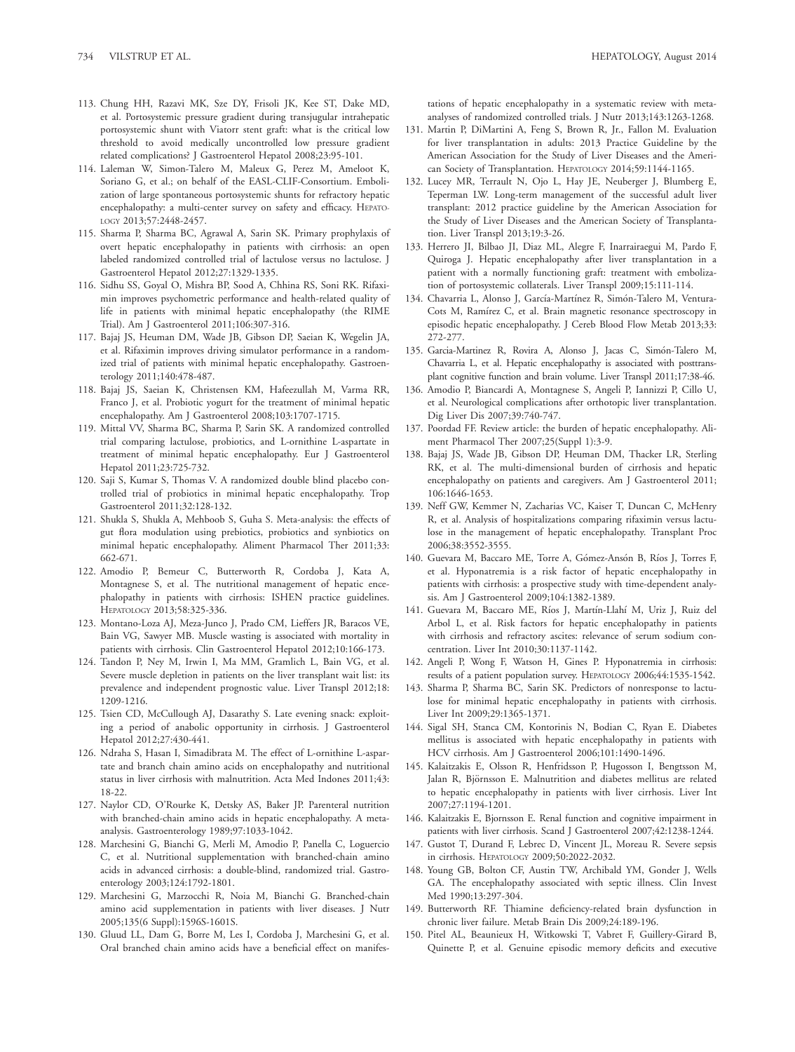113. Chung HH, Razavi MK, Sze DY, Frisoli JK, Kee ST, Dake MD, et al. Portosystemic pressure gradient during transjugular intrahepatic portosystemic shunt with Viatorr stent graft: what is the critical low threshold to avoid medically uncontrolled low pressure gradient related complications? J Gastroenterol Hepatol 2008;23:95-101.
114. Laleman W, Simon-Talero M, Maleux G, Perez M, Ameloot K, Soriano G, et al.; on behalf of the EASL-CLIF-Consortium. Embolization of large spontaneous portosystemic shunts for refractory hepatic encephalopathy: a multi-center survey on safety and efficacy. HEPATOLOGY 2013;57:2448-2457.
115. Sharma P, Sharma BC, Agrawal A, Sarin SK. Primary prophylaxis of overt hepatic encephalopathy in patients with cirrhosis: an open labeled randomized controlled trial of lactulose versus no lactulose. J Gastroenterol Hepatol 2012;27:1329-1335.
116. Sidhu SS, Goyal O, Mishra BP, Sood A, Chhina RS, Soni RK. Rifaximin improves psychometric performance and health-related quality of life in patients with minimal hepatic encephalopathy (the RIME Trial). Am J Gastroenterol 2011;106:307-316.
117. Bajaj JS, Heuman DM, Wade JB, Gibson DP, Saeian K, Wegelin JA, et al. Rifaximin improves driving simulator performance in a randomized trial of patients with minimal hepatic encephalopathy. Gastroenterology 2011;140:478-487.
118. Bajaj JS, Saeian K, Christensen KM, Hafeezullah M, Varma RR, Franco J, et al. Probiotic yogurt for the treatment of minimal hepatic encephalopathy. Am J Gastroenterol 2008;103:1707-1715.
119. Mittal VV, Sharma BC, Sharma P, Sarin SK. A randomized controlled trial comparing lactulose, probiotics, and L-ornithine L-aspartate in treatment of minimal hepatic encephalopathy. Eur J Gastroenterol Hepatol 2011;23:725-732.
120. Saji S, Kumar S, Thomas V. A randomized double blind placebo controlled trial of probiotics in minimal hepatic encephalopathy. Trop Gastroenterol 2011;32:128-132.
121. Shukla S, Shukla A, Mehboob S, Guha S. Meta-analysis: the effects of gut flora modulation using prebiotics, probiotics and synbiotics on minimal hepatic encephalopathy. Aliment Pharmacol Ther 2011;33:662-671.
122. Amodio P, Bemeur C, Butterworth R, Cordoba J, Kata A, Montagnese S, et al. The nutritional management of hepatic encephalopathy in patients with cirrhosis: ISHEN practice guidelines. HEPATOLOGY 2013;58:325-336.
123. Montano-Loza AJ, Meza-Junco J, Prado CM, Lieffers JR, Baracos VE, Bain VG, Sawyer MB. Muscle wasting is associated with mortality in patients with cirrhosis. Clin Gastroenterol Hepatol 2012;10:166-173.
124. Tandon P, Ney M, Irwin I, Ma MM, Gramlich L, Bain VG, et al. Severe muscle depletion in patients on the liver transplant wait list: its prevalence and independent prognostic value. Liver Transpl 2012;18:1209-1216.
125. Tsien CD, McCullough AJ, Dasarathy S. Late evening snack: exploiting a period of anabolic opportunity in cirrhosis. J Gastroenterol Hepatol 2012;27:430-441.
126. Ndraha S, Hasan I, Simadibrata M. The effect of L-ornithine L-aspartate and branch chain amino acids on encephalopathy and nutritional status in liver cirrhosis with malnutrition. Acta Med Indones 2011;43:18-22.
127. Naylor CD, O'Rourke K, Detsky AS, Baker JP. Parenteral nutrition with branched-chain amino acids in hepatic encephalopathy. A meta-analysis. Gastroenterology 1989;97:1033-1042.
128. Marchesini G, Bianchi G, Merli M, Amodio P, Panella C, Loguercio C, et al. Nutritional supplementation with branched-chain amino acids in advanced cirrhosis: a double-blind, randomized trial. Gastroenterology 2003;124:1792-1801.
129. Marchesini G, Marzocchi R, Noia M, Bianchi G. Branched-chain amino acid supplementation in patients with liver diseases. J Nutr 2005;135(6 Suppl):1596S-1601S.
130. Gluud LL, Dam G, Borre M, Les I, Cordoba J, Marchesini G, et al. Oral branched chain amino acids have a beneficial effect on manifestations of hepatic encephalopathy in a systematic review with meta-analyses of randomized controlled trials. J Nutr 2013;143:1263-1268.
131. Martin P, DiMartini A, Feng S, Brown R, Jr., Fallon M. Evaluation for liver transplantation in adults: 2013 Practice Guideline by the American Association for the Study of Liver Diseases and the American Society of Transplantation. HEPATOLOGY 2014;59:1144-1165.
132. Lucey MR, Terrault N, Ojo L, Hay JE, Neuberger J, Blumberg E, Teperman LW. Long-term management of the successful adult liver transplant: 2012 practice guideline by the American Association for the Study of Liver Diseases and the American Society of Transplantation. Liver Transpl 2013;19:3-26.
133. Herrero JI, Bilbao JI, Diaz ML, Alegre F, Inarrairaegui M, Pardo F, Quiroga J. Hepatic encephalopathy after liver transplantation in a patient with a normally functioning graft: treatment with embolization of portosystemic collaterals. Liver Transpl 2009;15:111-114.
134. Chavarria L, Alonso J, García-Martínez R, Simón-Talero M, Ventura-Cots M, Ramírez C, et al. Brain magnetic resonance spectroscopy in episodic hepatic encephalopathy. J Cereb Blood Flow Metab 2013;33:272-277.
135. Garcia-Martinez R, Rovira A, Alonso J, Jacas C, Simón-Talero M, Chavarria L, et al. Hepatic encephalopathy is associated with posttransplant cognitive function and brain volume. Liver Transpl 2011;17:38-46.
136. Amodio P, Biancardi A, Montagnese S, Angeli P, Iannizzi P, Cillo U, et al. Neurological complications after orthotopic liver transplantation. Dig Liver Dis 2007;39:740-747.
137. Poordad FF. Review article: the burden of hepatic encephalopathy. Aliment Pharmacol Ther 2007;25(Suppl 1):3-9.
138. Bajaj JS, Wade JB, Gibson DP, Heuman DM, Thacker LR, Sterling RK, et al. The multi-dimensional burden of cirrhosis and hepatic encephalopathy on patients and caregivers. Am J Gastroenterol 2011;106:1646-1653.
139. Neff GW, Kemmer N, Zacharias VC, Kaiser T, Duncan C, McHenry R, et al. Analysis of hospitalizations comparing rifaximin versus lactulose in the management of hepatic encephalopathy. Transplant Proc 2006;38:3552-3555.
140. Guevara M, Baccaro ME, Torre A, Gómez-Ansón B, Ríos J, Torres F, et al. Hyponatremia is a risk factor of hepatic encephalopathy in patients with cirrhosis: a prospective study with time-dependent analysis. Am J Gastroenterol 2009;104:1382-1389.
141. Guevara M, Baccaro ME, Ríos J, Martín-Llahí M, Uriz J, Ruiz del Arbol L, et al. Risk factors for hepatic encephalopathy in patients with cirrhosis and refractory ascites: relevance of serum sodium concentration. Liver Int 2010;30:1137-1142.
142. Angeli P, Wong F, Watson H, Gines P. Hyponatremia in cirrhosis: results of a patient population survey. HEPATOLOGY 2006;44:1535-1542.
143. Sharma P, Sharma BC, Sarin SK. Predictors of nonresponse to lactulose for minimal hepatic encephalopathy in patients with cirrhosis. Liver Int 2009;29:1365-1371.
144. Sigal SH, Stanca CM, Kontorinis N, Bodian C, Ryan E. Diabetes mellitus is associated with hepatic encephalopathy in patients with HCV cirrhosis. Am J Gastroenterol 2006;101:1490-1496.
145. Kalaitzakis E, Olsson R, Henfridsson P, Hugosson I, Bengtsson M, Jalan R, Björnsson E. Malnutrition and diabetes mellitus are related to hepatic encephalopathy in patients with liver cirrhosis. Liver Int 2007;27:1194-1201.
146. Kalaitzakis E, Bjornsson E. Renal function and cognitive impairment in patients with liver cirrhosis. Scand J Gastroenterol 2007;42:1238-1244.
147. Gustot T, Durand F, Lebrec D, Vincent JL, Moreau R. Severe sepsis in cirrhosis. HEPATOLOGY 2009;50:2022-2032.
148. Young GB, Bolton CF, Austin TW, Archibald YM, Gonder J, Wells GA. The encephalopathy associated with septic illness. Clin Invest Med 1990;13:297-304.
149. Butterworth RF. Thiamine deficiency-related brain dysfunction in chronic liver failure. Metab Brain Dis 2009;24:189-196.
150. Pitel AL, Beaunieux H, Witkowski T, Vabret F, Guillery-Girard B, Quinette P, et al. Genuine episodic memory deficits and executive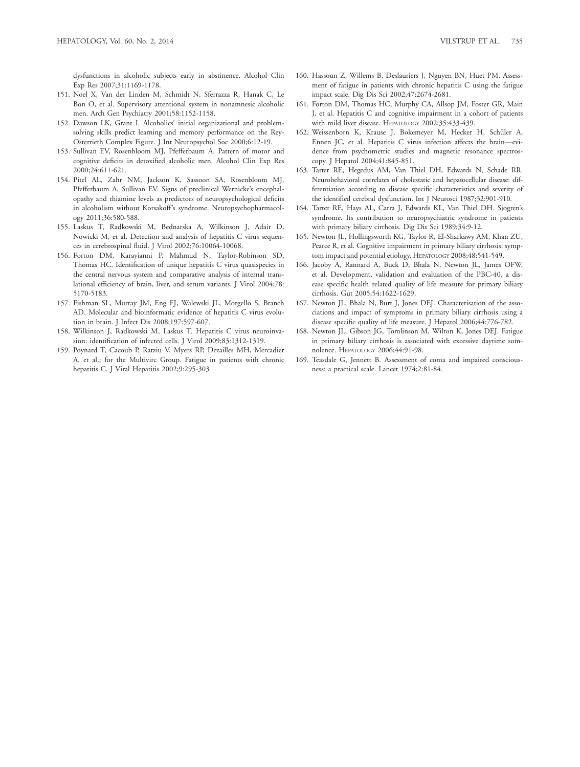dysfunctions in alcoholic subjects early in abstinence. Alcohol Clin Exp Res 2007;31:1169-1178.

151. Noel X, Van der Linden M, Schmidt N, Sferrazza R, Hanak C, Le Bon O, et al. Supervisory attentional system in nonamnesic alcoholic men. Arch Gen Psychiatry 2001;58:1152-1158.
152. Dawson LK, Grant I. Alcoholics' initial organizational and problem-solving skills predict learning and memory performance on the Rey-Osterrieth Complex Figure. J Int Neuropsychol Soc 2000;6:12-19.
153. Sullivan EV, Rosenbloom MJ, Pfefferbaum A. Pattern of motor and cognitive deficits in detoxified alcoholic men. Alcohol Clin Exp Res 2000;24:611-621.
154. Pitel AL, Zahr NM, Jackson K, Sassoon SA, Rosenbloom MJ, Pfefferbaum A, Sullivan EV. Signs of preclinical Wernicke's encephalopathy and thiamine levels as predictors of neuropsychological deficits in alcoholism without Korsakoff's syndrome. Neuropsychopharmacology 2011;36:580-588.
155. Laskus T, Radkowski M, Bednarska A, Wilkinson J, Adair D, Nowicki M, et al. Detection and analysis of hepatitis C virus sequences in cerebrospinal fluid. J Virol 2002;76:10064-10068.
156. Forton DM, Karayianni P, Mahmud N, Taylor-Robinson SD, Thomas HC. Identification of unique hepatitis C virus quasispecies in the central nervous system and comparative analysis of internal translational efficiency of brain, liver, and serum variants. J Virol 2004;78:5170-5183.
157. Fishman SL, Murray JM, Eng FJ, Walewski JL, Morgello S, Branch AD. Molecular and bioinformatic evidence of hepatitis C virus evolution in brain. J Infect Dis 2008;197:597-607.
158. Wilkinson J, Radkowski M, Laskus T. Hepatitis C virus neuroinvasion: identification of infected cells. J Virol 2009;83:1312-1319.
159. Poynard T, Cacoub P, Ratziu V, Myers RP, Dezailles MH, Mercadier A, et al.; for the Multivirc Group. Fatigue in patients with chronic hepatitis C. J Viral Hepatitis 2002;9:295-303
160. Hassoun Z, Willems B, Deslauriers J, Nguyen BN, Huet PM. Assessment of fatigue in patients with chronic hepatitis C using the fatigue impact scale. Dig Dis Sci 2002;47:2674-2681.
161. Forton DM, Thomas HC, Murphy CA, Allsop JM, Foster GR, Main J, et al. Hepatitis C and cognitive impairment in a cohort of patients with mild liver disease. HEPATOLOGY 2002;35:433-439.
162. Weissenborn K, Krause J, Bokemeyer M, Hecker H, Schüler A, Ennen JC, et al. Hepatitis C virus infection affects the brain—evidence from psychometric studies and magnetic resonance spectroscopy. J Hepatol 2004;41:845-851.
163. Tarter RE, Hegedus AM, Van Thiel DH, Edwards N, Schade RR. Neurobehavioral correlates of cholestatic and hepatocellular disease: differentiation according to disease specific characteristics and severity of the identified cerebral dysfunction. Int J Neurosci 1987;32:901-910.
164. Tarter RE, Hays AL, Carra J, Edwards KL, Van Thiel DH. Sjogren's syndrome. Its contribution to neuropsychiatric syndrome in patients with primary biliary cirrhosis. Dig Dis Sci 1989;34:9-12.
165. Newton JL, Hollingsworth KG, Taylor R, El-Sharkawy AM, Khan ZU, Pearce R, et al. Cognitive impairment in primary biliary cirrhosis: symptom impact and potential etiology. HEPATOLOGY 2008;48:541-549.
166. Jacoby A, Rannard A, Buck D, Bhala N, Newton JL, James OFW, et al. Development, validation and evaluation of the PBC-40, a disease specific health related quality of life measure for primary biliary cirrhosis. Gut 2005;54:1622-1629.
167. Newton JL, Bhala N, Burt J, Jones DEJ. Characterisation of the associations and impact of symptoms in primary biliary cirrhosis using a disease specific quality of life measure. J Hepatol 2006;44:776-782.
168. Newton JL, Gibson JG, Tomlinson M, Wilton K, Jones DEJ. Fatigue in primary biliary cirrhosis is associated with excessive daytime somnolence. HEPATOLOGY 2006;44:91-98.
169. Teasdale G, Jennett B. Assessment of coma and impaired consciousness: a practical scale. Lancet 1974;2:81-84.